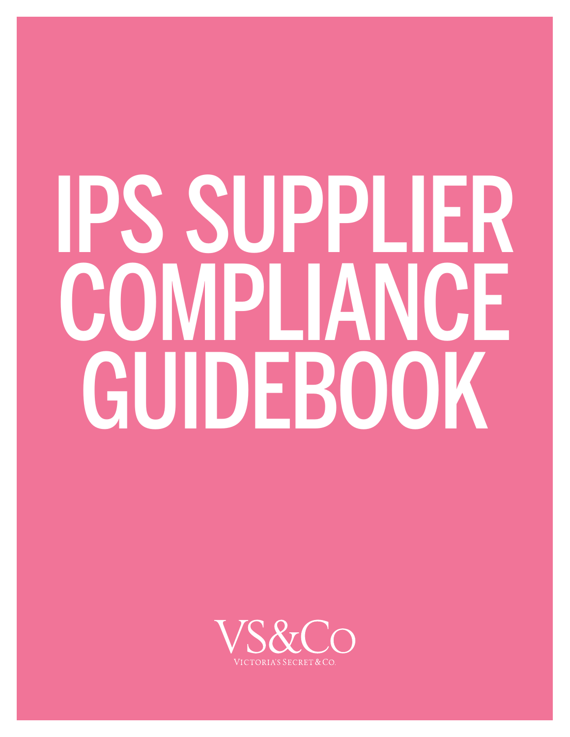# IPS SUPPLIER COMPLIANCE GUIDEBOOK

VS&Co

VICTORIA'S SECRET & CO.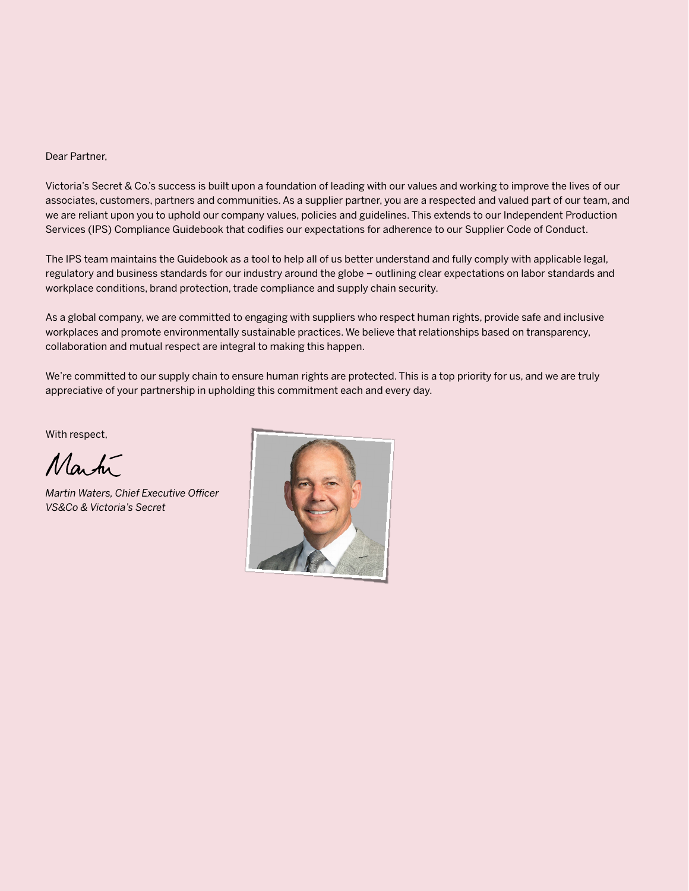Dear Partner,

Victoria's Secret & Co.'s success is built upon a foundation of leading with our values and working to improve the lives of our associates, customers, partners and communities. As a supplier partner, you are a respected and valued part of our team, and we are reliant upon you to uphold our company values, policies and guidelines. This extends to our Independent Production Services (IPS) Compliance Guidebook that codifies our expectations for adherence to our Supplier Code of Conduct.

The IPS team maintains the Guidebook as a tool to help all of us better understand and fully comply with applicable legal, regulatory and business standards for our industry around the globe – outlining clear expectations on labor standards and workplace conditions, brand protection, trade compliance and supply chain security.

As a global company, we are committed to engaging with suppliers who respect human rights, provide safe and inclusive workplaces and promote environmentally sustainable practices. We believe that relationships based on transparency, collaboration and mutual respect are integral to making this happen.

We're committed to our supply chain to ensure human rights are protected. This is a top priority for us, and we are truly appreciative of your partnership in upholding this commitment each and every day.

With respect,

Martin

*Martin Waters, Chief Executive Officer*
*VS&Co & Victoria's Secret*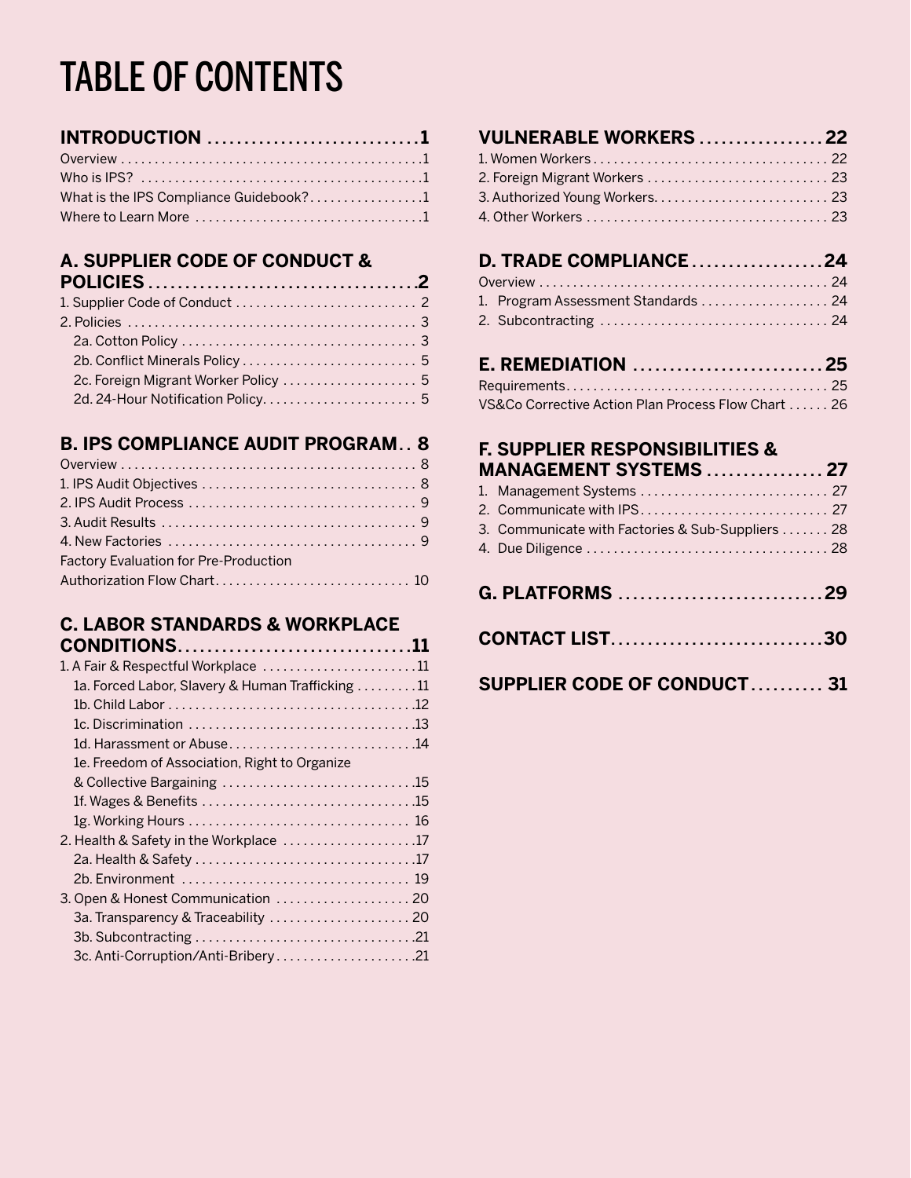# TABLE OF CONTENTS

**INTRODUCTION** ............................ **1**

Overview ............................ 1
Who is IPS? ............................ 1
What is the IPS Compliance Guidebook? ............................ 1
Where to Learn More ............................ 1

**A. SUPPLIER CODE OF CONDUCT & POLICIES** ............................ **2**

1. Supplier Code of Conduct ............................ 2
2. Policies ............................ 3
   - 2a. Cotton Policy ............................ 3
   - 2b. Conflict Minerals Policy ............................ 5
   - 2c. Foreign Migrant Worker Policy ............................ 5
   - 2d. 24-Hour Notification Policy ............................ 5

**B. IPS COMPLIANCE AUDIT PROGRAM** ............................ **8**

Overview ............................ 8
1. IPS Audit Objectives ............................ 8
2. IPS Audit Process ............................ 9
3. Audit Results ............................ 9
4. New Factories ............................ 9

Factory Evaluation for Pre-Production Authorization Flow Chart ............................ 10

**C. LABOR STANDARDS & WORKPLACE CONDITIONS** ............................ **11**

1. A Fair & Respectful Workplace ............................ 11
   - 1a. Forced Labor, Slavery & Human Trafficking ............................ 11
   - 1b. Child Labor ............................ 12
   - 1c. Discrimination ............................ 13
   - 1d. Harassment or Abuse ............................ 14
   - 1e. Freedom of Association, Right to Organize & Collective Bargaining ............................ 15
   - 1f. Wages & Benefits ............................ 15
   - 1g. Working Hours ............................ 16
2. Health & Safety in the Workplace ............................ 17
   - 2a. Health & Safety ............................ 17
   - 2b. Environment ............................ 19
3. Open & Honest Communication ............................ 20
   - 3a. Transparency & Traceability ............................ 20
   - 3b. Subcontracting ............................ 21
   - 3c. Anti-Corruption/Anti-Bribery ............................ 21

**VULNERABLE WORKERS** ............................ **22**

1. Women Workers ............................ 22
2. Foreign Migrant Workers ............................ 23
3. Authorized Young Workers ............................ 23
4. Other Workers ............................ 23

**D. TRADE COMPLIANCE** ............................ **24**

Overview ............................ 24
1. Program Assessment Standards ............................ 24
2. Subcontracting ............................ 24

**E. REMEDIATION** ............................ **25**

Requirements ............................ 25
VS&Co Corrective Action Plan Process Flow Chart ............................ 26

**F. SUPPLIER RESPONSIBILITIES & MANAGEMENT SYSTEMS** ............................ **27**

1. Management Systems ............................ 27
2. Communicate with IPS ............................ 27
3. Communicate with Factories & Sub-Suppliers ............................ 28
4. Due Diligence ............................ 28

**G. PLATFORMS** ............................ **29**

**CONTACT LIST** ............................ **30**

**SUPPLIER CODE OF CONDUCT** ............................ **31**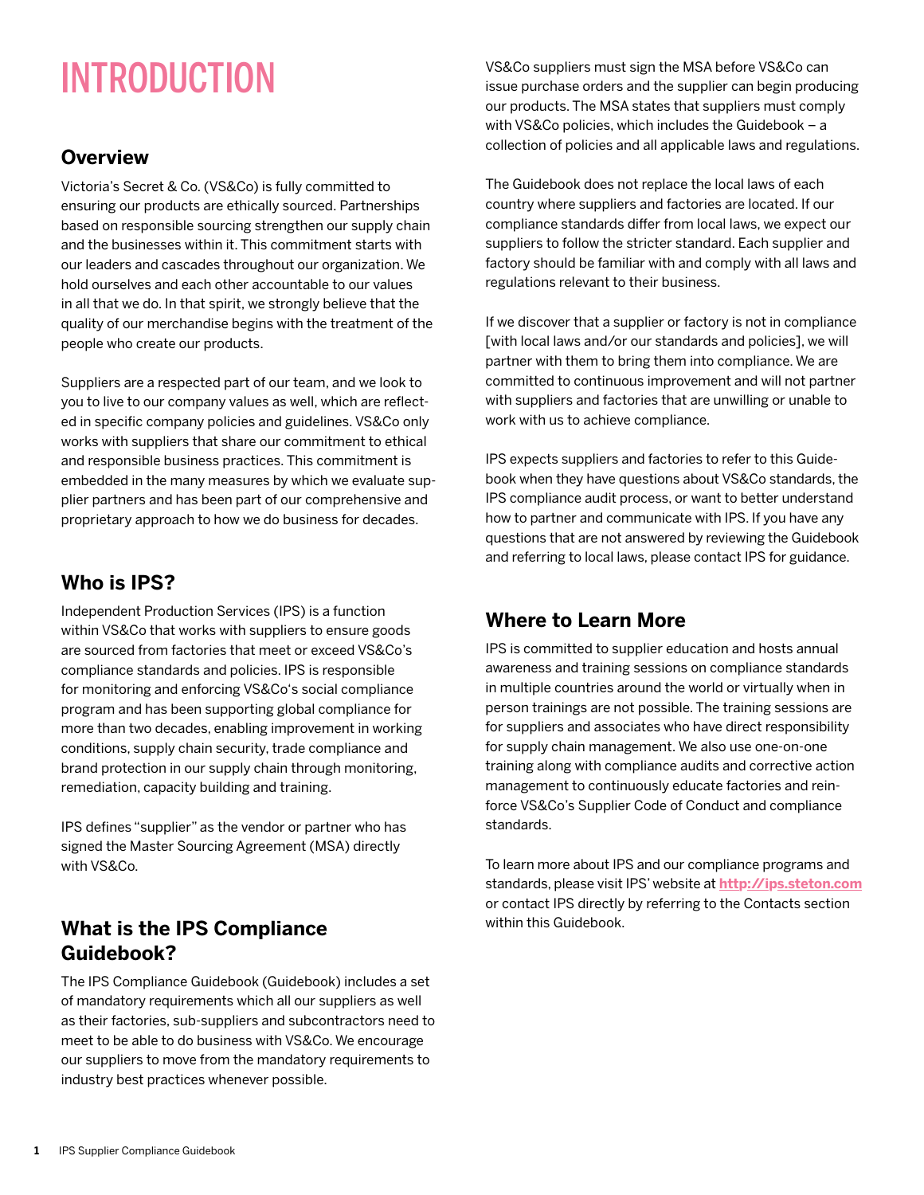# INTRODUCTION

## Overview

Victoria's Secret & Co. (VS&Co) is fully committed to ensuring our products are ethically sourced. Partnerships based on responsible sourcing strengthen our supply chain and the businesses within it. This commitment starts with our leaders and cascades throughout our organization. We hold ourselves and each other accountable to our values in all that we do. In that spirit, we strongly believe that the quality of our merchandise begins with the treatment of the people who create our products.

Suppliers are a respected part of our team, and we look to you to live to our company values as well, which are reflected in specific company policies and guidelines. VS&Co only works with suppliers that share our commitment to ethical and responsible business practices. This commitment is embedded in the many measures by which we evaluate supplier partners and has been part of our comprehensive and proprietary approach to how we do business for decades.

## Who is IPS?

Independent Production Services (IPS) is a function within VS&Co that works with suppliers to ensure goods are sourced from factories that meet or exceed VS&Co's compliance standards and policies. IPS is responsible for monitoring and enforcing VS&Co's social compliance program and has been supporting global compliance for more than two decades, enabling improvement in working conditions, supply chain security, trade compliance and brand protection in our supply chain through monitoring, remediation, capacity building and training.

IPS defines "supplier" as the vendor or partner who has signed the Master Sourcing Agreement (MSA) directly with VS&Co.

## What is the IPS Compliance Guidebook?

The IPS Compliance Guidebook (Guidebook) includes a set of mandatory requirements which all our suppliers as well as their factories, sub-suppliers and subcontractors need to meet to be able to do business with VS&Co. We encourage our suppliers to move from the mandatory requirements to industry best practices whenever possible.

VS&Co suppliers must sign the MSA before VS&Co can issue purchase orders and the supplier can begin producing our products. The MSA states that suppliers must comply with VS&Co policies, which includes the Guidebook – a collection of policies and all applicable laws and regulations.

The Guidebook does not replace the local laws of each country where suppliers and factories are located. If our compliance standards differ from local laws, we expect our suppliers to follow the stricter standard. Each supplier and factory should be familiar with and comply with all laws and regulations relevant to their business.

If we discover that a supplier or factory is not in compliance [with local laws and/or our standards and policies], we will partner with them to bring them into compliance. We are committed to continuous improvement and will not partner with suppliers and factories that are unwilling or unable to work with us to achieve compliance.

IPS expects suppliers and factories to refer to this Guidebook when they have questions about VS&Co standards, the IPS compliance audit process, or want to better understand how to partner and communicate with IPS. If you have any questions that are not answered by reviewing the Guidebook and referring to local laws, please contact IPS for guidance.

## Where to Learn More

IPS is committed to supplier education and hosts annual awareness and training sessions on compliance standards in multiple countries around the world or virtually when in person trainings are not possible. The training sessions are for suppliers and associates who have direct responsibility for supply chain management. We also use one-on-one training along with compliance audits and corrective action management to continuously educate factories and reinforce VS&Co's Supplier Code of Conduct and compliance standards.

To learn more about IPS and our compliance programs and standards, please visit IPS' website at **http://ips.steton.com** or contact IPS directly by referring to the Contacts section within this Guidebook.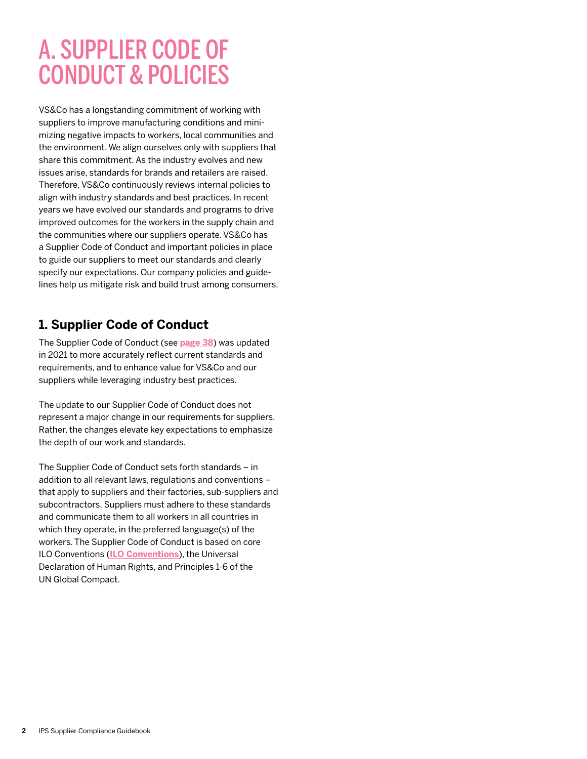# A. SUPPLIER CODE OF CONDUCT & POLICIES

VS&Co has a longstanding commitment of working with suppliers to improve manufacturing conditions and minimizing negative impacts to workers, local communities and the environment. We align ourselves only with suppliers that share this commitment. As the industry evolves and new issues arise, standards for brands and retailers are raised. Therefore, VS&Co continuously reviews internal policies to align with industry standards and best practices. In recent years we have evolved our standards and programs to drive improved outcomes for the workers in the supply chain and the communities where our suppliers operate. VS&Co has a Supplier Code of Conduct and important policies in place to guide our suppliers to meet our standards and clearly specify our expectations. Our company policies and guidelines help us mitigate risk and build trust among consumers.

## 1. Supplier Code of Conduct

The Supplier Code of Conduct (see **page 38**) was updated in 2021 to more accurately reflect current standards and requirements, and to enhance value for VS&Co and our suppliers while leveraging industry best practices.

The update to our Supplier Code of Conduct does not represent a major change in our requirements for suppliers. Rather, the changes elevate key expectations to emphasize the depth of our work and standards.

The Supplier Code of Conduct sets forth standards – in addition to all relevant laws, regulations and conventions – that apply to suppliers and their factories, sub-suppliers and subcontractors. Suppliers must adhere to these standards and communicate them to all workers in all countries in which they operate, in the preferred language(s) of the workers. The Supplier Code of Conduct is based on core ILO Conventions (**ILO Conventions**), the Universal Declaration of Human Rights, and Principles 1-6 of the UN Global Compact.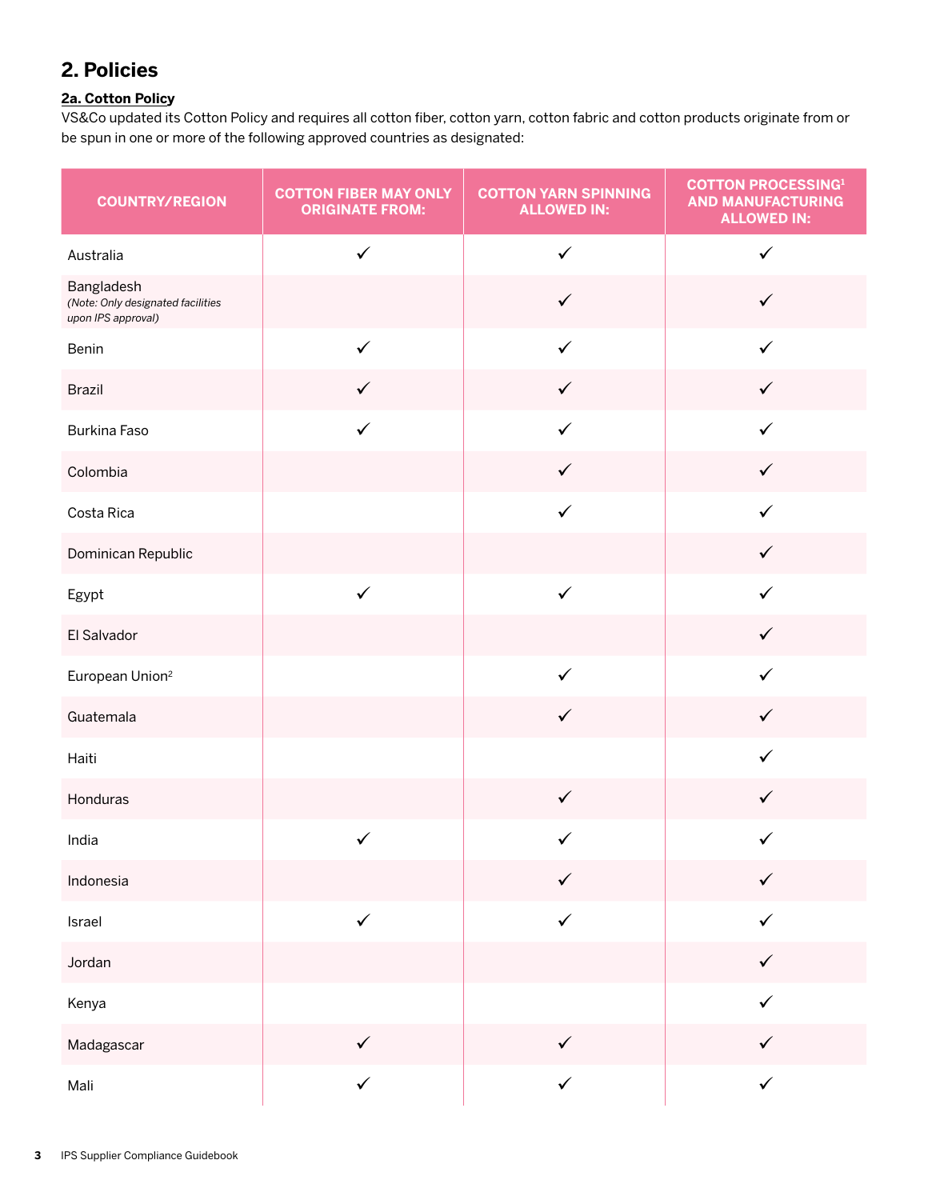## 2. Policies

### 2a. Cotton Policy

VS&Co updated its Cotton Policy and requires all cotton fiber, cotton yarn, cotton fabric and cotton products originate from or be spun in one or more of the following approved countries as designated:

| COUNTRY/REGION | COTTON FIBER MAY ONLY ORIGINATE FROM: | COTTON YARN SPINNING ALLOWED IN: | COTTON PROCESSING[1] AND MANUFACTURING ALLOWED IN: |
|---|---|---|---|
| Australia | ✓ | ✓ | ✓ |
| Bangladesh *(Note: Only designated facilities upon IPS approval)* | | ✓ | ✓ |
| Benin | ✓ | ✓ | ✓ |
| Brazil | ✓ | ✓ | ✓ |
| Burkina Faso | ✓ | ✓ | ✓ |
| Colombia | | ✓ | ✓ |
| Costa Rica | | ✓ | ✓ |
| Dominican Republic | | | ✓ |
| Egypt | ✓ | ✓ | ✓ |
| El Salvador | | | ✓ |
| European Union[2] | | ✓ | ✓ |
| Guatemala | | ✓ | ✓ |
| Haiti | | | ✓ |
| Honduras | | ✓ | ✓ |
| India | ✓ | ✓ | ✓ |
| Indonesia | | ✓ | ✓ |
| Israel | ✓ | ✓ | ✓ |
| Jordan | | | ✓ |
| Kenya | | | ✓ |
| Madagascar | ✓ | ✓ | ✓ |
| Mali | ✓ | ✓ | ✓ |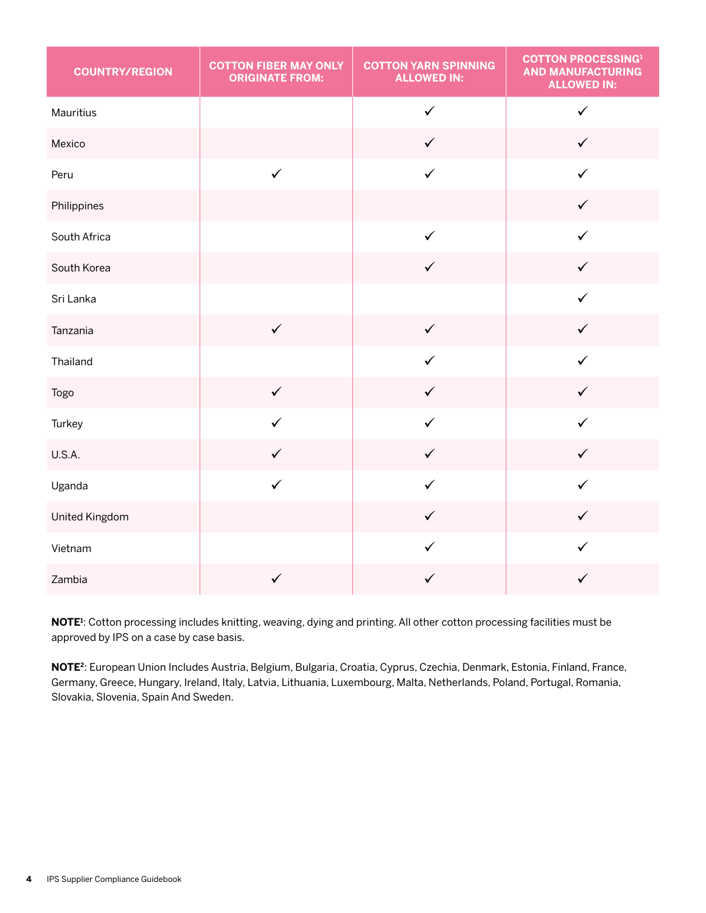| COUNTRY/REGION | COTTON FIBER MAY ONLY ORIGINATE FROM: | COTTON YARN SPINNING ALLOWED IN: | COTTON PROCESSING[1] AND MANUFACTURING ALLOWED IN: |
|---|---|---|---|
| Mauritius | | ✓ | ✓ |
| Mexico | | ✓ | ✓ |
| Peru | ✓ | ✓ | ✓ |
| Philippines | | | ✓ |
| South Africa | | ✓ | ✓ |
| South Korea | | ✓ | ✓ |
| Sri Lanka | | | ✓ |
| Tanzania | ✓ | ✓ | ✓ |
| Thailand | | ✓ | ✓ |
| Togo | ✓ | ✓ | ✓ |
| Turkey | ✓ | ✓ | ✓ |
| U.S.A. | ✓ | ✓ | ✓ |
| Uganda | ✓ | ✓ | ✓ |
| United Kingdom | | ✓ | ✓ |
| Vietnam | | ✓ | ✓ |
| Zambia | ✓ | ✓ | ✓ |

**NOTE[1]**: Cotton processing includes knitting, weaving, dying and printing. All other cotton processing facilities must be approved by IPS on a case by case basis.

**NOTE[2]**: European Union Includes Austria, Belgium, Bulgaria, Croatia, Cyprus, Czechia, Denmark, Estonia, Finland, France, Germany, Greece, Hungary, Ireland, Italy, Latvia, Lithuania, Luxembourg, Malta, Netherlands, Poland, Portugal, Romania, Slovakia, Slovenia, Spain And Sweden.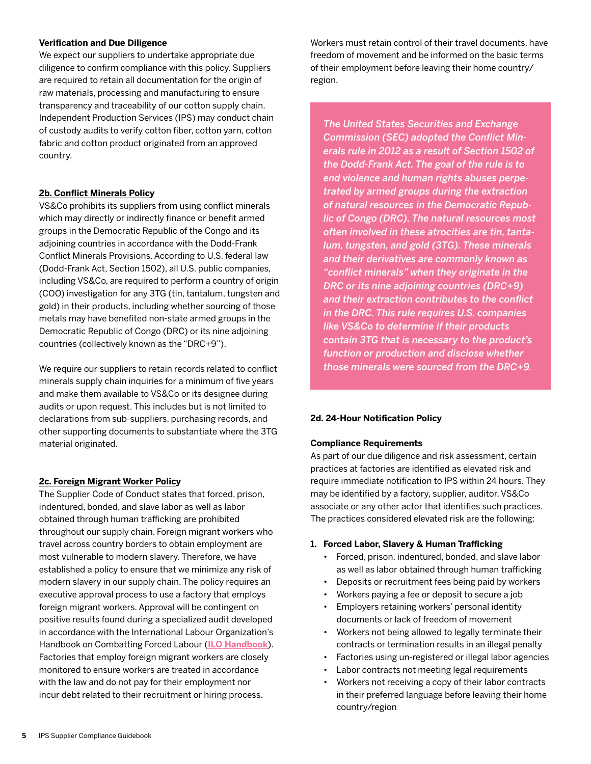**Verification and Due Diligence**

We expect our suppliers to undertake appropriate due diligence to confirm compliance with this policy. Suppliers are required to retain all documentation for the origin of raw materials, processing and manufacturing to ensure transparency and traceability of our cotton supply chain. Independent Production Services (IPS) may conduct chain of custody audits to verify cotton fiber, cotton yarn, cotton fabric and cotton product originated from an approved country.

## 2b. Conflict Minerals Policy

VS&Co prohibits its suppliers from using conflict minerals which may directly or indirectly finance or benefit armed groups in the Democratic Republic of the Congo and its adjoining countries in accordance with the Dodd-Frank Conflict Minerals Provisions. According to U.S. federal law (Dodd-Frank Act, Section 1502), all U.S. public companies, including VS&Co, are required to perform a country of origin (COO) investigation for any 3TG (tin, tantalum, tungsten and gold) in their products, including whether sourcing of those metals may have benefited non-state armed groups in the Democratic Republic of Congo (DRC) or its nine adjoining countries (collectively known as the "DRC+9").

We require our suppliers to retain records related to conflict minerals supply chain inquiries for a minimum of five years and make them available to VS&Co or its designee during audits or upon request. This includes but is not limited to declarations from sub-suppliers, purchasing records, and other supporting documents to substantiate where the 3TG material originated.

## 2c. Foreign Migrant Worker Policy

The Supplier Code of Conduct states that forced, prison, indentured, bonded, and slave labor as well as labor obtained through human trafficking are prohibited throughout our supply chain. Foreign migrant workers who travel across country borders to obtain employment are most vulnerable to modern slavery. Therefore, we have established a policy to ensure that we minimize any risk of modern slavery in our supply chain. The policy requires an executive approval process to use a factory that employs foreign migrant workers. Approval will be contingent on positive results found during a specialized audit developed in accordance with the International Labour Organization's Handbook on Combatting Forced Labour (ILO Handbook). Factories that employ foreign migrant workers are closely monitored to ensure workers are treated in accordance with the law and do not pay for their employment nor incur debt related to their recruitment or hiring process.

Workers must retain control of their travel documents, have freedom of movement and be informed on the basic terms of their employment before leaving their home country/region.

*The United States Securities and Exchange Commission (SEC) adopted the Conflict Minerals rule in 2012 as a result of Section 1502 of the Dodd-Frank Act. The goal of the rule is to end violence and human rights abuses perpetrated by armed groups during the extraction of natural resources in the Democratic Republic of Congo (DRC). The natural resources most often involved in these atrocities are tin, tantalum, tungsten, and gold (3TG). These minerals and their derivatives are commonly known as "conflict minerals" when they originate in the DRC or its nine adjoining countries (DRC+9) and their extraction contributes to the conflict in the DRC. This rule requires U.S. companies like VS&Co to determine if their products contain 3TG that is necessary to the product's function or production and disclose whether those minerals were sourced from the DRC+9.*

## 2d. 24-Hour Notification Policy

**Compliance Requirements**

As part of our due diligence and risk assessment, certain practices at factories are identified as elevated risk and require immediate notification to IPS within 24 hours. They may be identified by a factory, supplier, auditor, VS&Co associate or any other actor that identifies such practices. The practices considered elevated risk are the following:

1. **Forced Labor, Slavery & Human Trafficking**
   - Forced, prison, indentured, bonded, and slave labor as well as labor obtained through human trafficking
   - Deposits or recruitment fees being paid by workers
   - Workers paying a fee or deposit to secure a job
   - Employers retaining workers' personal identity documents or lack of freedom of movement
   - Workers not being allowed to legally terminate their contracts or termination results in an illegal penalty
   - Factories using un-registered or illegal labor agencies
   - Labor contracts not meeting legal requirements
   - Workers not receiving a copy of their labor contracts in their preferred language before leaving their home country/region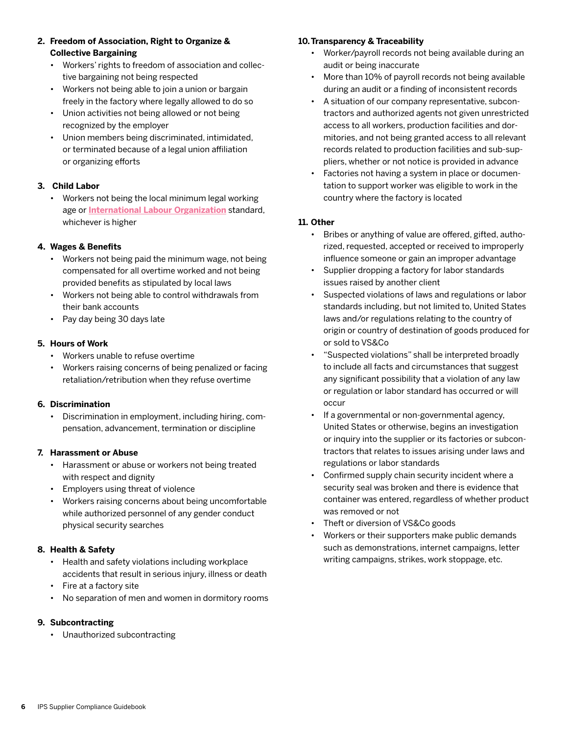**2. Freedom of Association, Right to Organize & Collective Bargaining**

- Workers' rights to freedom of association and collective bargaining not being respected
- Workers not being able to join a union or bargain freely in the factory where legally allowed to do so
- Union activities not being allowed or not being recognized by the employer
- Union members being discriminated, intimidated, or terminated because of a legal union affiliation or organizing efforts

**3. Child Labor**

- Workers not being the local minimum legal working age or [International Labour Organization]() standard, whichever is higher

**4. Wages & Benefits**

- Workers not being paid the minimum wage, not being compensated for all overtime worked and not being provided benefits as stipulated by local laws
- Workers not being able to control withdrawals from their bank accounts
- Pay day being 30 days late

**5. Hours of Work**

- Workers unable to refuse overtime
- Workers raising concerns of being penalized or facing retaliation/retribution when they refuse overtime

**6. Discrimination**

- Discrimination in employment, including hiring, compensation, advancement, termination or discipline

**7. Harassment or Abuse**

- Harassment or abuse or workers not being treated with respect and dignity
- Employers using threat of violence
- Workers raising concerns about being uncomfortable while authorized personnel of any gender conduct physical security searches

**8. Health & Safety**

- Health and safety violations including workplace accidents that result in serious injury, illness or death
- Fire at a factory site
- No separation of men and women in dormitory rooms

**9. Subcontracting**

- Unauthorized subcontracting

**10. Transparency & Traceability**

- Worker/payroll records not being available during an audit or being inaccurate
- More than 10% of payroll records not being available during an audit or a finding of inconsistent records
- A situation of our company representative, subcontractors and authorized agents not given unrestricted access to all workers, production facilities and dormitories, and not being granted access to all relevant records related to production facilities and sub-suppliers, whether or not notice is provided in advance
- Factories not having a system in place or documentation to support worker was eligible to work in the country where the factory is located

**11. Other**

- Bribes or anything of value are offered, gifted, authorized, requested, accepted or received to improperly influence someone or gain an improper advantage
- Supplier dropping a factory for labor standards issues raised by another client
- Suspected violations of laws and regulations or labor standards including, but not limited to, United States laws and/or regulations relating to the country of origin or country of destination of goods produced for or sold to VS&Co
- "Suspected violations" shall be interpreted broadly to include all facts and circumstances that suggest any significant possibility that a violation of any law or regulation or labor standard has occurred or will occur
- If a governmental or non-governmental agency, United States or otherwise, begins an investigation or inquiry into the supplier or its factories or subcontractors that relates to issues arising under laws and regulations or labor standards
- Confirmed supply chain security incident where a security seal was broken and there is evidence that container was entered, regardless of whether product was removed or not
- Theft or diversion of VS&Co goods
- Workers or their supporters make public demands such as demonstrations, internet campaigns, letter writing campaigns, strikes, work stoppage, etc.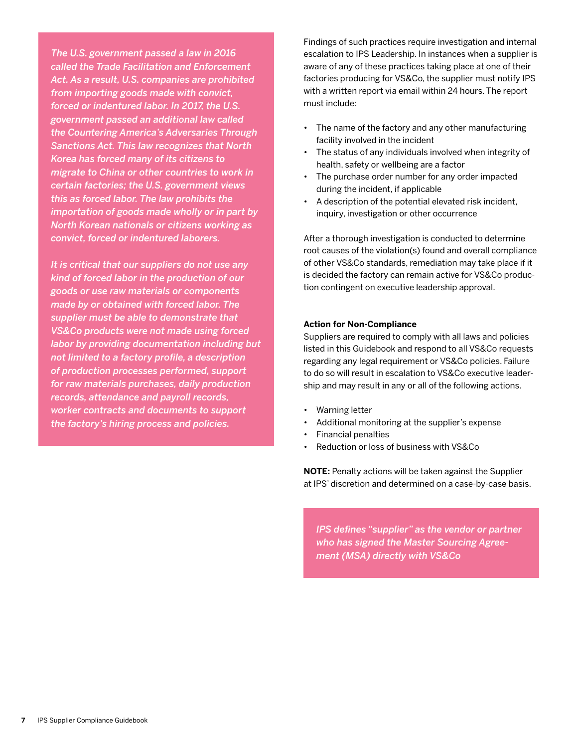*The U.S. government passed a law in 2016 called the Trade Facilitation and Enforcement Act. As a result, U.S. companies are prohibited from importing goods made with convict, forced or indentured labor. In 2017, the U.S. government passed an additional law called the Countering America's Adversaries Through Sanctions Act. This law recognizes that North Korea has forced many of its citizens to migrate to China or other countries to work in certain factories; the U.S. government views this as forced labor. The law prohibits the importation of goods made wholly or in part by North Korean nationals or citizens working as convict, forced or indentured laborers.*

*It is critical that our suppliers do not use any kind of forced labor in the production of our goods or use raw materials or components made by or obtained with forced labor. The supplier must be able to demonstrate that VS&Co products were not made using forced labor by providing documentation including but not limited to a factory profile, a description of production processes performed, support for raw materials purchases, daily production records, attendance and payroll records, worker contracts and documents to support the factory's hiring process and policies.*

Findings of such practices require investigation and internal escalation to IPS Leadership. In instances when a supplier is aware of any of these practices taking place at one of their factories producing for VS&Co, the supplier must notify IPS with a written report via email within 24 hours. The report must include:

- The name of the factory and any other manufacturing facility involved in the incident
- The status of any individuals involved when integrity of health, safety or wellbeing are a factor
- The purchase order number for any order impacted during the incident, if applicable
- A description of the potential elevated risk incident, inquiry, investigation or other occurrence

After a thorough investigation is conducted to determine root causes of the violation(s) found and overall compliance of other VS&Co standards, remediation may take place if it is decided the factory can remain active for VS&Co production contingent on executive leadership approval.

**Action for Non-Compliance**

Suppliers are required to comply with all laws and policies listed in this Guidebook and respond to all VS&Co requests regarding any legal requirement or VS&Co policies. Failure to do so will result in escalation to VS&Co executive leadership and may result in any or all of the following actions.

- Warning letter
- Additional monitoring at the supplier's expense
- Financial penalties
- Reduction or loss of business with VS&Co

**NOTE:** Penalty actions will be taken against the Supplier at IPS' discretion and determined on a case-by-case basis.

*IPS defines "supplier" as the vendor or partner who has signed the Master Sourcing Agreement (MSA) directly with VS&Co*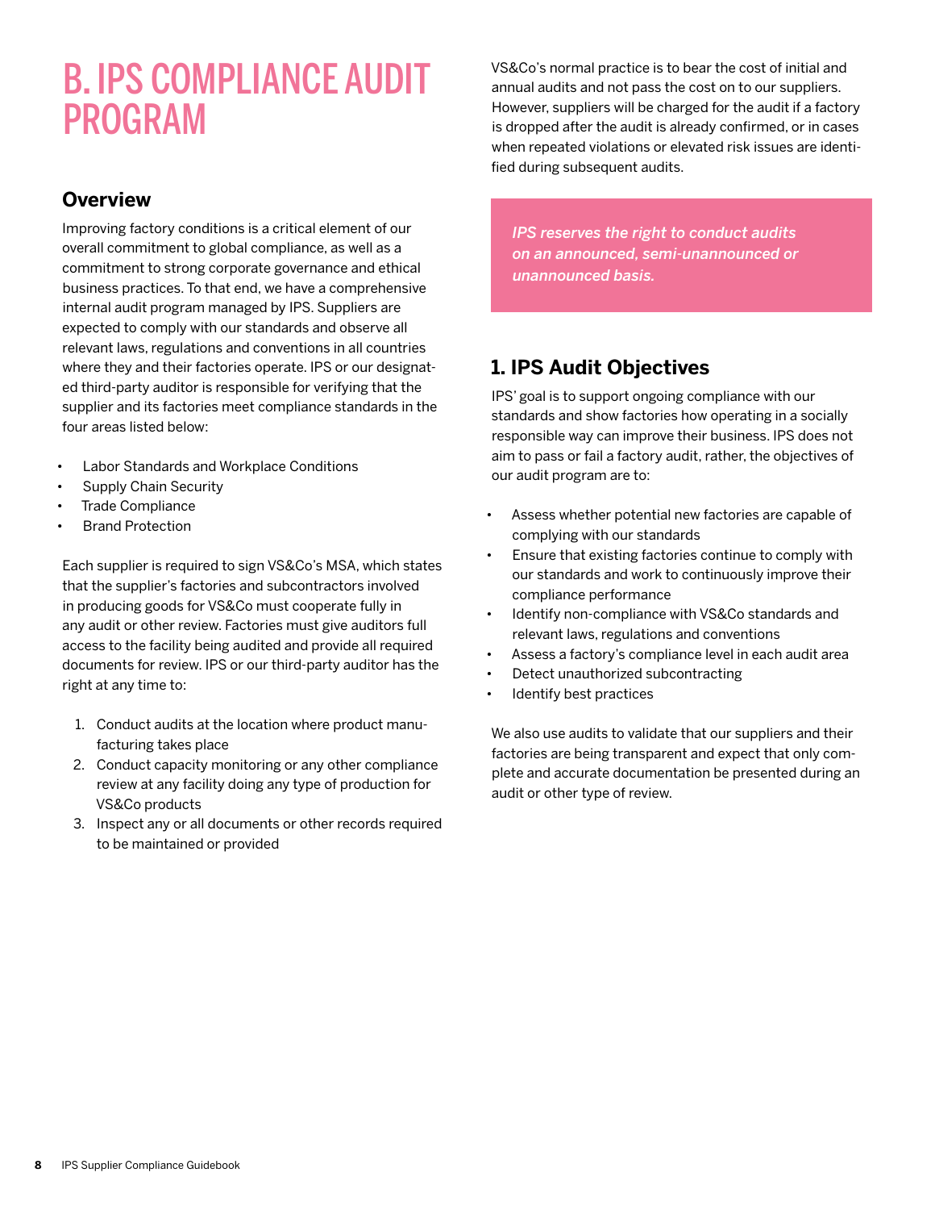# B. IPS COMPLIANCE AUDIT PROGRAM

## Overview

Improving factory conditions is a critical element of our overall commitment to global compliance, as well as a commitment to strong corporate governance and ethical business practices. To that end, we have a comprehensive internal audit program managed by IPS. Suppliers are expected to comply with our standards and observe all relevant laws, regulations and conventions in all countries where they and their factories operate. IPS or our designated third-party auditor is responsible for verifying that the supplier and its factories meet compliance standards in the four areas listed below:

- Labor Standards and Workplace Conditions
- Supply Chain Security
- Trade Compliance
- Brand Protection

Each supplier is required to sign VS&Co's MSA, which states that the supplier's factories and subcontractors involved in producing goods for VS&Co must cooperate fully in any audit or other review. Factories must give auditors full access to the facility being audited and provide all required documents for review. IPS or our third-party auditor has the right at any time to:

1. Conduct audits at the location where product manufacturing takes place
2. Conduct capacity monitoring or any other compliance review at any facility doing any type of production for VS&Co products
3. Inspect any or all documents or other records required to be maintained or provided

VS&Co's normal practice is to bear the cost of initial and annual audits and not pass the cost on to our suppliers. However, suppliers will be charged for the audit if a factory is dropped after the audit is already confirmed, or in cases when repeated violations or elevated risk issues are identified during subsequent audits.

*IPS reserves the right to conduct audits on an announced, semi-unannounced or unannounced basis.*

## 1. IPS Audit Objectives

IPS' goal is to support ongoing compliance with our standards and show factories how operating in a socially responsible way can improve their business. IPS does not aim to pass or fail a factory audit, rather, the objectives of our audit program are to:

- Assess whether potential new factories are capable of complying with our standards
- Ensure that existing factories continue to comply with our standards and work to continuously improve their compliance performance
- Identify non-compliance with VS&Co standards and relevant laws, regulations and conventions
- Assess a factory's compliance level in each audit area
- Detect unauthorized subcontracting
- Identify best practices

We also use audits to validate that our suppliers and their factories are being transparent and expect that only complete and accurate documentation be presented during an audit or other type of review.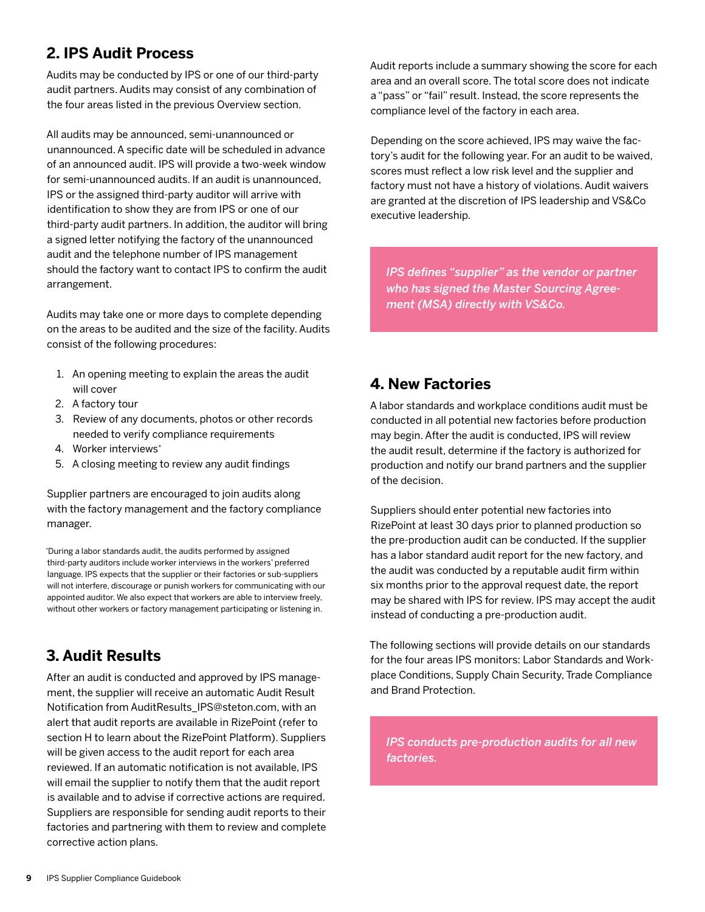## 2. IPS Audit Process

Audits may be conducted by IPS or one of our third-party audit partners. Audits may consist of any combination of the four areas listed in the previous Overview section.

All audits may be announced, semi-unannounced or unannounced. A specific date will be scheduled in advance of an announced audit. IPS will provide a two-week window for semi-unannounced audits. If an audit is unannounced, IPS or the assigned third-party auditor will arrive with identification to show they are from IPS or one of our third-party audit partners. In addition, the auditor will bring a signed letter notifying the factory of the unannounced audit and the telephone number of IPS management should the factory want to contact IPS to confirm the audit arrangement.

Audits may take one or more days to complete depending on the areas to be audited and the size of the facility. Audits consist of the following procedures:

1. An opening meeting to explain the areas the audit will cover
2. A factory tour
3. Review of any documents, photos or other records needed to verify compliance requirements
4. Worker interviews*
5. A closing meeting to review any audit findings

Supplier partners are encouraged to join audits along with the factory management and the factory compliance manager.

*During a labor standards audit, the audits performed by assigned third-party auditors include worker interviews in the workers' preferred language. IPS expects that the supplier or their factories or sub-suppliers will not interfere, discourage or punish workers for communicating with our appointed auditor. We also expect that workers are able to interview freely, without other workers or factory management participating or listening in.

## 3. Audit Results

After an audit is conducted and approved by IPS management, the supplier will receive an automatic Audit Result Notification from AuditResults_IPS@steton.com, with an alert that audit reports are available in RizePoint (refer to section H to learn about the RizePoint Platform). Suppliers will be given access to the audit report for each area reviewed. If an automatic notification is not available, IPS will email the supplier to notify them that the audit report is available and to advise if corrective actions are required. Suppliers are responsible for sending audit reports to their factories and partnering with them to review and complete corrective action plans.

Audit reports include a summary showing the score for each area and an overall score. The total score does not indicate a "pass" or "fail" result. Instead, the score represents the compliance level of the factory in each area.

Depending on the score achieved, IPS may waive the factory's audit for the following year. For an audit to be waived, scores must reflect a low risk level and the supplier and factory must not have a history of violations. Audit waivers are granted at the discretion of IPS leadership and VS&Co executive leadership.

*IPS defines "supplier" as the vendor or partner who has signed the Master Sourcing Agreement (MSA) directly with VS&Co.*

## 4. New Factories

A labor standards and workplace conditions audit must be conducted in all potential new factories before production may begin. After the audit is conducted, IPS will review the audit result, determine if the factory is authorized for production and notify our brand partners and the supplier of the decision.

Suppliers should enter potential new factories into RizePoint at least 30 days prior to planned production so the pre-production audit can be conducted. If the supplier has a labor standard audit report for the new factory, and the audit was conducted by a reputable audit firm within six months prior to the approval request date, the report may be shared with IPS for review. IPS may accept the audit instead of conducting a pre-production audit.

The following sections will provide details on our standards for the four areas IPS monitors: Labor Standards and Workplace Conditions, Supply Chain Security, Trade Compliance and Brand Protection.

*IPS conducts pre-production audits for all new factories.*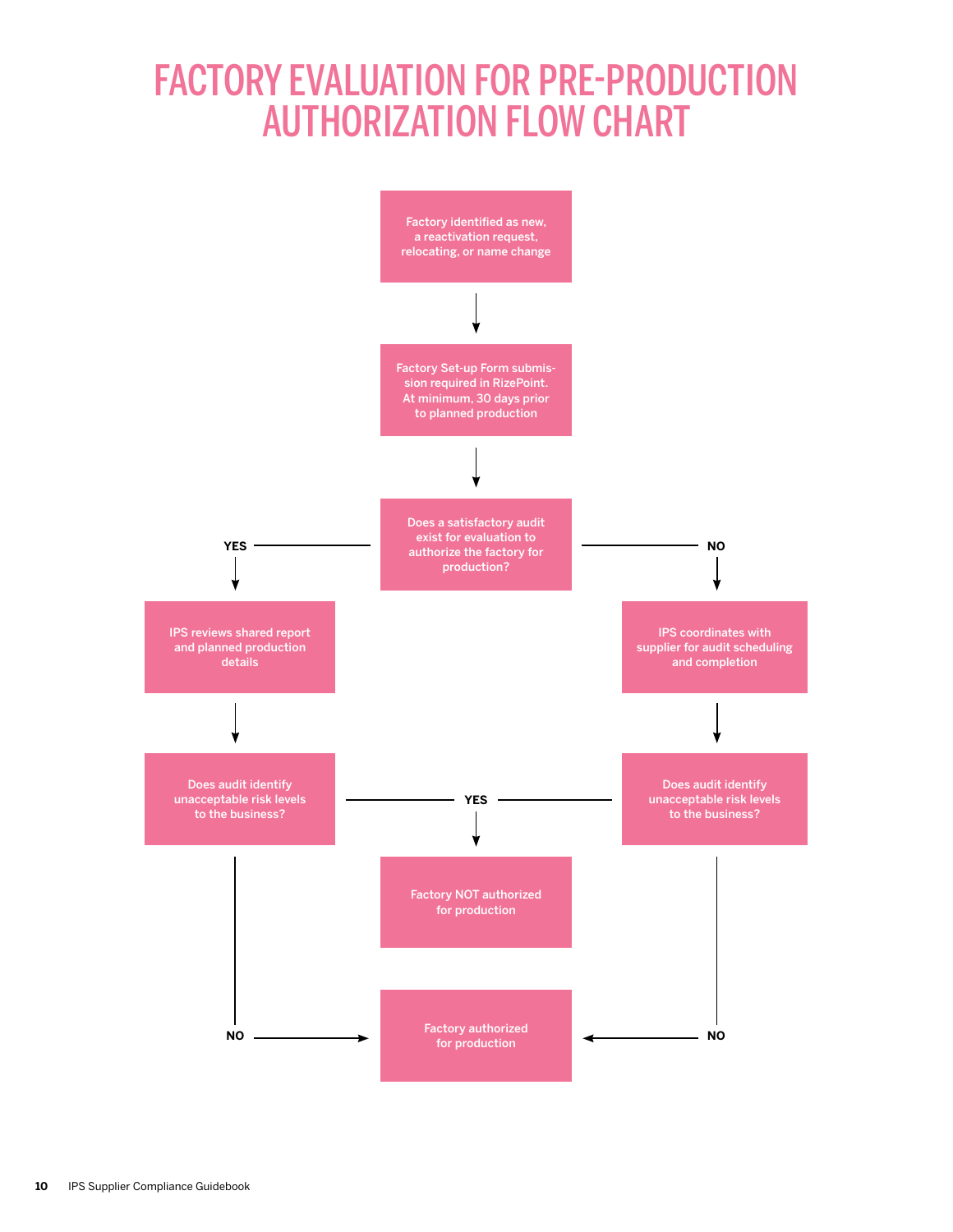# FACTORY EVALUATION FOR PRE-PRODUCTION AUTHORIZATION FLOW CHART

Factory identified as new, a reactivation request, relocating, or name change

↓

Factory Set-up Form submission required in RizePoint. At minimum, 30 days prior to planned production

↓

Does a satisfactory audit exist for evaluation to authorize the factory for production?

**YES** → IPS reviews shared report and planned production details → Does audit identify unacceptable risk levels to the business?

- **YES** → Factory NOT authorized for production
- **NO** → Factory authorized for production

**NO** → IPS coordinates with supplier for audit scheduling and completion → Does audit identify unacceptable risk levels to the business?

- **YES** → Factory NOT authorized for production
- **NO** → Factory authorized for production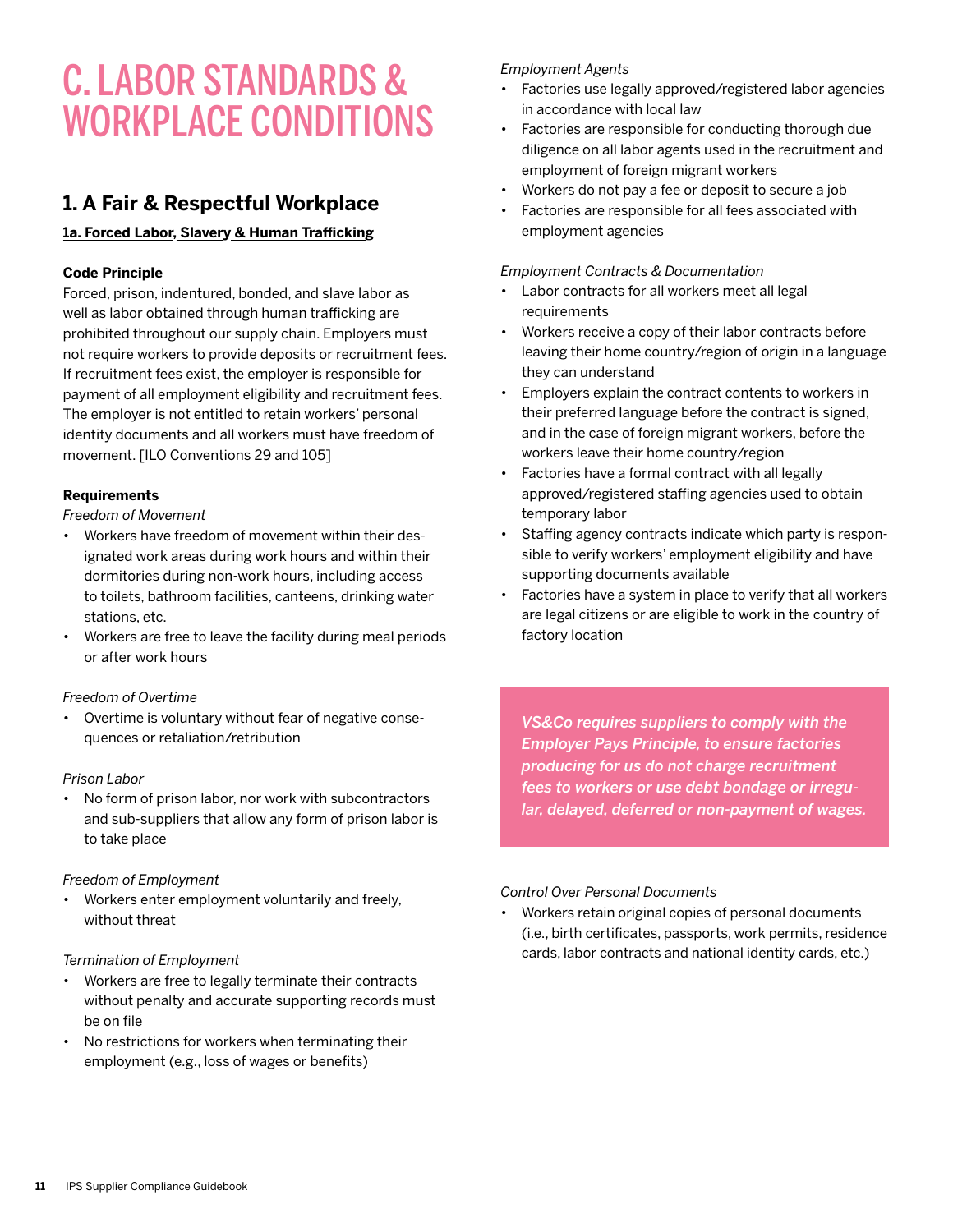# C. LABOR STANDARDS & WORKPLACE CONDITIONS

## 1. A Fair & Respectful Workplace

### 1a. Forced Labor, Slavery & Human Trafficking

**Code Principle**

Forced, prison, indentured, bonded, and slave labor as well as labor obtained through human trafficking are prohibited throughout our supply chain. Employers must not require workers to provide deposits or recruitment fees. If recruitment fees exist, the employer is responsible for payment of all employment eligibility and recruitment fees. The employer is not entitled to retain workers' personal identity documents and all workers must have freedom of movement. [ILO Conventions 29 and 105]

**Requirements**

*Freedom of Movement*

- Workers have freedom of movement within their designated work areas during work hours and within their dormitories during non-work hours, including access to toilets, bathroom facilities, canteens, drinking water stations, etc.
- Workers are free to leave the facility during meal periods or after work hours

*Freedom of Overtime*

- Overtime is voluntary without fear of negative consequences or retaliation/retribution

*Prison Labor*

- No form of prison labor, nor work with subcontractors and sub-suppliers that allow any form of prison labor is to take place

*Freedom of Employment*

- Workers enter employment voluntarily and freely, without threat

*Termination of Employment*

- Workers are free to legally terminate their contracts without penalty and accurate supporting records must be on file
- No restrictions for workers when terminating their employment (e.g., loss of wages or benefits)

*Employment Agents*

- Factories use legally approved/registered labor agencies in accordance with local law
- Factories are responsible for conducting thorough due diligence on all labor agents used in the recruitment and employment of foreign migrant workers
- Workers do not pay a fee or deposit to secure a job
- Factories are responsible for all fees associated with employment agencies

*Employment Contracts & Documentation*

- Labor contracts for all workers meet all legal requirements
- Workers receive a copy of their labor contracts before leaving their home country/region of origin in a language they can understand
- Employers explain the contract contents to workers in their preferred language before the contract is signed, and in the case of foreign migrant workers, before the workers leave their home country/region
- Factories have a formal contract with all legally approved/registered staffing agencies used to obtain temporary labor
- Staffing agency contracts indicate which party is responsible to verify workers' employment eligibility and have supporting documents available
- Factories have a system in place to verify that all workers are legal citizens or are eligible to work in the country of factory location

*VS&Co requires suppliers to comply with the Employer Pays Principle, to ensure factories producing for us do not charge recruitment fees to workers or use debt bondage or irregular, delayed, deferred or non-payment of wages.*

*Control Over Personal Documents*

- Workers retain original copies of personal documents (i.e., birth certificates, passports, work permits, residence cards, labor contracts and national identity cards, etc.)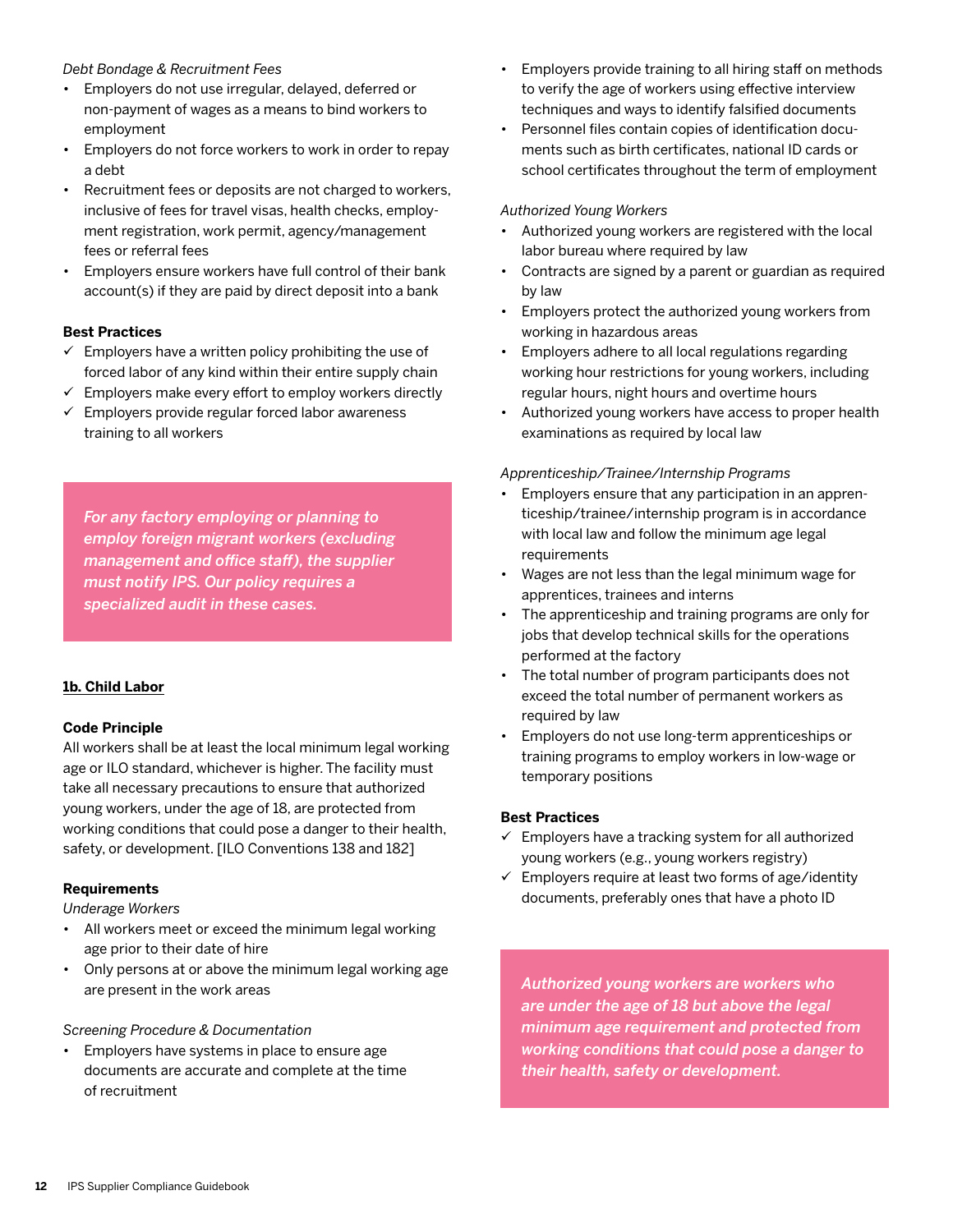*Debt Bondage & Recruitment Fees*

- Employers do not use irregular, delayed, deferred or non-payment of wages as a means to bind workers to employment
- Employers do not force workers to work in order to repay a debt
- Recruitment fees or deposits are not charged to workers, inclusive of fees for travel visas, health checks, employment registration, work permit, agency/management fees or referral fees
- Employers ensure workers have full control of their bank account(s) if they are paid by direct deposit into a bank

**Best Practices**

- ✓ Employers have a written policy prohibiting the use of forced labor of any kind within their entire supply chain
- ✓ Employers make every effort to employ workers directly
- ✓ Employers provide regular forced labor awareness training to all workers

> ***For any factory employing or planning to employ foreign migrant workers (excluding management and office staff), the supplier must notify IPS. Our policy requires a specialized audit in these cases.***

### 1b. Child Labor

**Code Principle**

All workers shall be at least the local minimum legal working age or ILO standard, whichever is higher. The facility must take all necessary precautions to ensure that authorized young workers, under the age of 18, are protected from working conditions that could pose a danger to their health, safety, or development. [ILO Conventions 138 and 182]

**Requirements**

*Underage Workers*

- All workers meet or exceed the minimum legal working age prior to their date of hire
- Only persons at or above the minimum legal working age are present in the work areas

*Screening Procedure & Documentation*

- Employers have systems in place to ensure age documents are accurate and complete at the time of recruitment
- Employers provide training to all hiring staff on methods to verify the age of workers using effective interview techniques and ways to identify falsified documents
- Personnel files contain copies of identification documents such as birth certificates, national ID cards or school certificates throughout the term of employment

*Authorized Young Workers*

- Authorized young workers are registered with the local labor bureau where required by law
- Contracts are signed by a parent or guardian as required by law
- Employers protect the authorized young workers from working in hazardous areas
- Employers adhere to all local regulations regarding working hour restrictions for young workers, including regular hours, night hours and overtime hours
- Authorized young workers have access to proper health examinations as required by local law

*Apprenticeship/Trainee/Internship Programs*

- Employers ensure that any participation in an apprenticeship/trainee/internship program is in accordance with local law and follow the minimum age legal requirements
- Wages are not less than the legal minimum wage for apprentices, trainees and interns
- The apprenticeship and training programs are only for jobs that develop technical skills for the operations performed at the factory
- The total number of program participants does not exceed the total number of permanent workers as required by law
- Employers do not use long-term apprenticeships or training programs to employ workers in low-wage or temporary positions

**Best Practices**

- ✓ Employers have a tracking system for all authorized young workers (e.g., young workers registry)
- ✓ Employers require at least two forms of age/identity documents, preferably ones that have a photo ID

> ***Authorized young workers are workers who are under the age of 18 but above the legal minimum age requirement and protected from working conditions that could pose a danger to their health, safety or development.***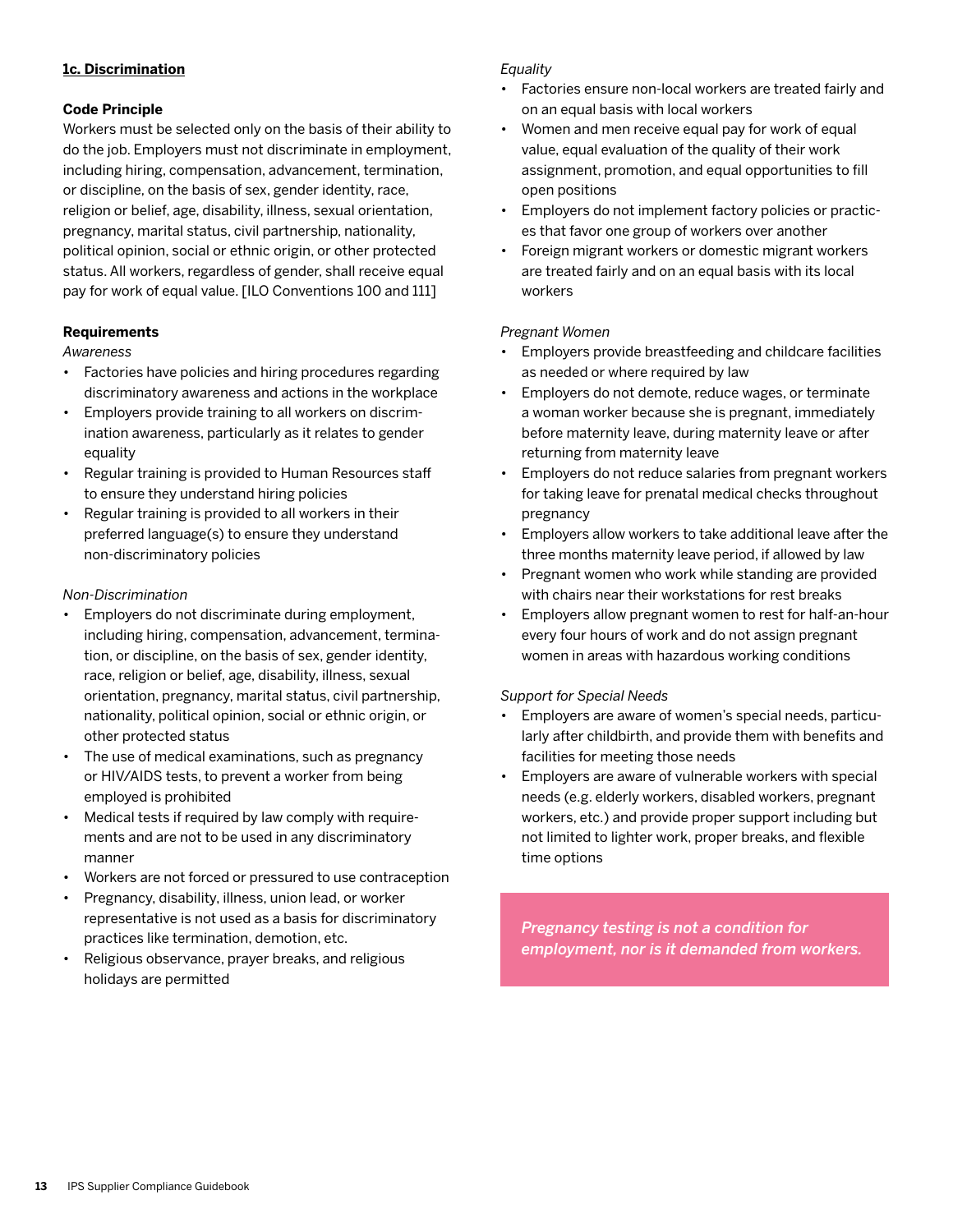### 1c. Discrimination

**Code Principle**

Workers must be selected only on the basis of their ability to do the job. Employers must not discriminate in employment, including hiring, compensation, advancement, termination, or discipline, on the basis of sex, gender identity, race, religion or belief, age, disability, illness, sexual orientation, pregnancy, marital status, civil partnership, nationality, political opinion, social or ethnic origin, or other protected status. All workers, regardless of gender, shall receive equal pay for work of equal value. [ILO Conventions 100 and 111]

**Requirements**

*Awareness*

- Factories have policies and hiring procedures regarding discriminatory awareness and actions in the workplace
- Employers provide training to all workers on discrimination awareness, particularly as it relates to gender equality
- Regular training is provided to Human Resources staff to ensure they understand hiring policies
- Regular training is provided to all workers in their preferred language(s) to ensure they understand non-discriminatory policies

*Non-Discrimination*

- Employers do not discriminate during employment, including hiring, compensation, advancement, termination, or discipline, on the basis of sex, gender identity, race, religion or belief, age, disability, illness, sexual orientation, pregnancy, marital status, civil partnership, nationality, political opinion, social or ethnic origin, or other protected status
- The use of medical examinations, such as pregnancy or HIV/AIDS tests, to prevent a worker from being employed is prohibited
- Medical tests if required by law comply with requirements and are not to be used in any discriminatory manner
- Workers are not forced or pressured to use contraception
- Pregnancy, disability, illness, union lead, or worker representative is not used as a basis for discriminatory practices like termination, demotion, etc.
- Religious observance, prayer breaks, and religious holidays are permitted

*Equality*

- Factories ensure non-local workers are treated fairly and on an equal basis with local workers
- Women and men receive equal pay for work of equal value, equal evaluation of the quality of their work assignment, promotion, and equal opportunities to fill open positions
- Employers do not implement factory policies or practices that favor one group of workers over another
- Foreign migrant workers or domestic migrant workers are treated fairly and on an equal basis with its local workers

*Pregnant Women*

- Employers provide breastfeeding and childcare facilities as needed or where required by law
- Employers do not demote, reduce wages, or terminate a woman worker because she is pregnant, immediately before maternity leave, during maternity leave or after returning from maternity leave
- Employers do not reduce salaries from pregnant workers for taking leave for prenatal medical checks throughout pregnancy
- Employers allow workers to take additional leave after the three months maternity leave period, if allowed by law
- Pregnant women who work while standing are provided with chairs near their workstations for rest breaks
- Employers allow pregnant women to rest for half-an-hour every four hours of work and do not assign pregnant women in areas with hazardous working conditions

*Support for Special Needs*

- Employers are aware of women's special needs, particularly after childbirth, and provide them with benefits and facilities for meeting those needs
- Employers are aware of vulnerable workers with special needs (e.g. elderly workers, disabled workers, pregnant workers, etc.) and provide proper support including but not limited to lighter work, proper breaks, and flexible time options

*Pregnancy testing is not a condition for employment, nor is it demanded from workers.*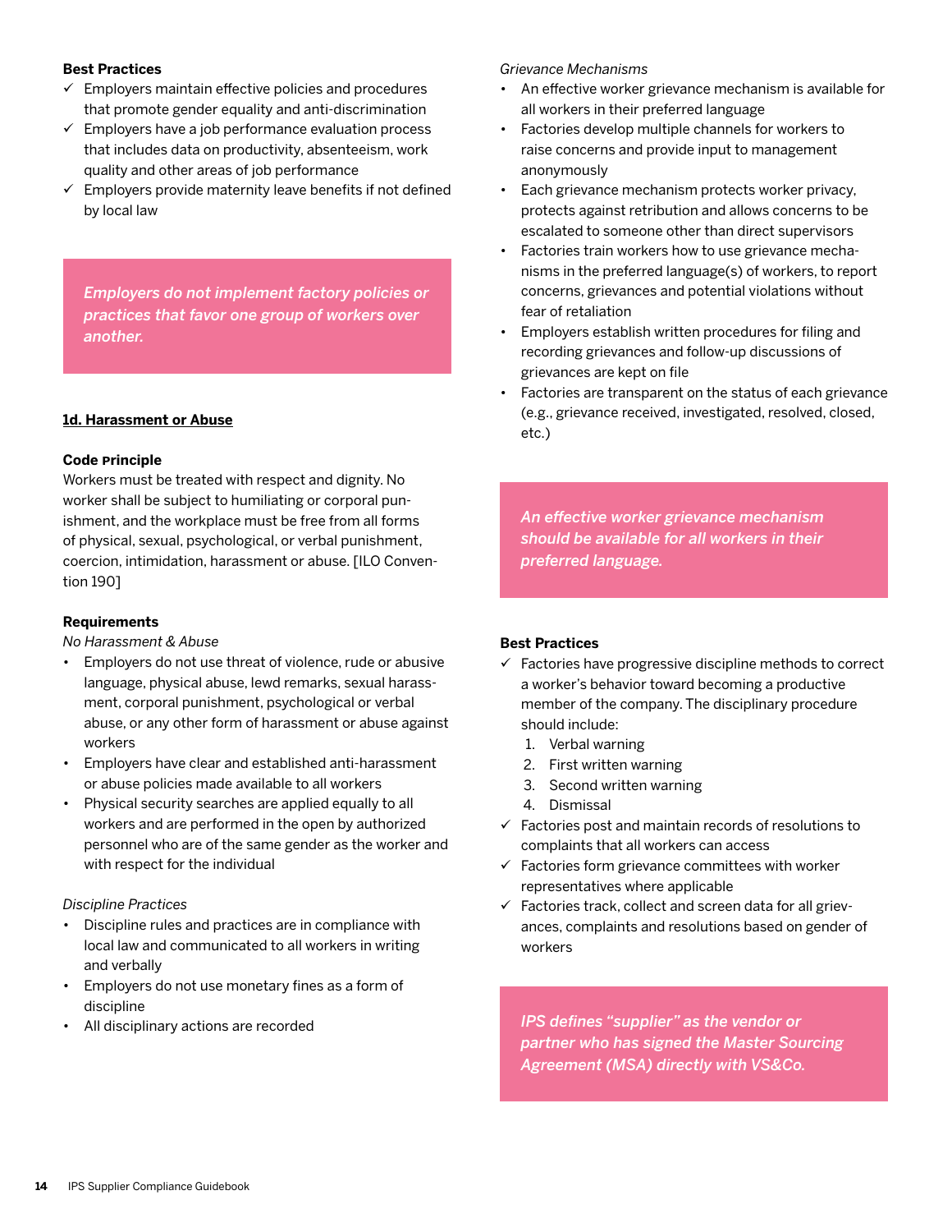**Best Practices**

- ✓ Employers maintain effective policies and procedures that promote gender equality and anti-discrimination
- ✓ Employers have a job performance evaluation process that includes data on productivity, absenteeism, work quality and other areas of job performance
- ✓ Employers provide maternity leave benefits if not defined by local law

*Employers do not implement factory policies or practices that favor one group of workers over another.*

### 1d. Harassment or Abuse

**Code Principle**

Workers must be treated with respect and dignity. No worker shall be subject to humiliating or corporal punishment, and the workplace must be free from all forms of physical, sexual, psychological, or verbal punishment, coercion, intimidation, harassment or abuse. [ILO Convention 190]

**Requirements**

*No Harassment & Abuse*

- Employers do not use threat of violence, rude or abusive language, physical abuse, lewd remarks, sexual harassment, corporal punishment, psychological or verbal abuse, or any other form of harassment or abuse against workers
- Employers have clear and established anti-harassment or abuse policies made available to all workers
- Physical security searches are applied equally to all workers and are performed in the open by authorized personnel who are of the same gender as the worker and with respect for the individual

*Discipline Practices*

- Discipline rules and practices are in compliance with local law and communicated to all workers in writing and verbally
- Employers do not use monetary fines as a form of discipline
- All disciplinary actions are recorded

*Grievance Mechanisms*

- An effective worker grievance mechanism is available for all workers in their preferred language
- Factories develop multiple channels for workers to raise concerns and provide input to management anonymously
- Each grievance mechanism protects worker privacy, protects against retribution and allows concerns to be escalated to someone other than direct supervisors
- Factories train workers how to use grievance mechanisms in the preferred language(s) of workers, to report concerns, grievances and potential violations without fear of retaliation
- Employers establish written procedures for filing and recording grievances and follow-up discussions of grievances are kept on file
- Factories are transparent on the status of each grievance (e.g., grievance received, investigated, resolved, closed, etc.)

*An effective worker grievance mechanism should be available for all workers in their preferred language.*

**Best Practices**

- ✓ Factories have progressive discipline methods to correct a worker's behavior toward becoming a productive member of the company. The disciplinary procedure should include:
  1. Verbal warning
  2. First written warning
  3. Second written warning
  4. Dismissal
- ✓ Factories post and maintain records of resolutions to complaints that all workers can access
- ✓ Factories form grievance committees with worker representatives where applicable
- ✓ Factories track, collect and screen data for all grievances, complaints and resolutions based on gender of workers

*IPS defines "supplier" as the vendor or partner who has signed the Master Sourcing Agreement (MSA) directly with VS&Co.*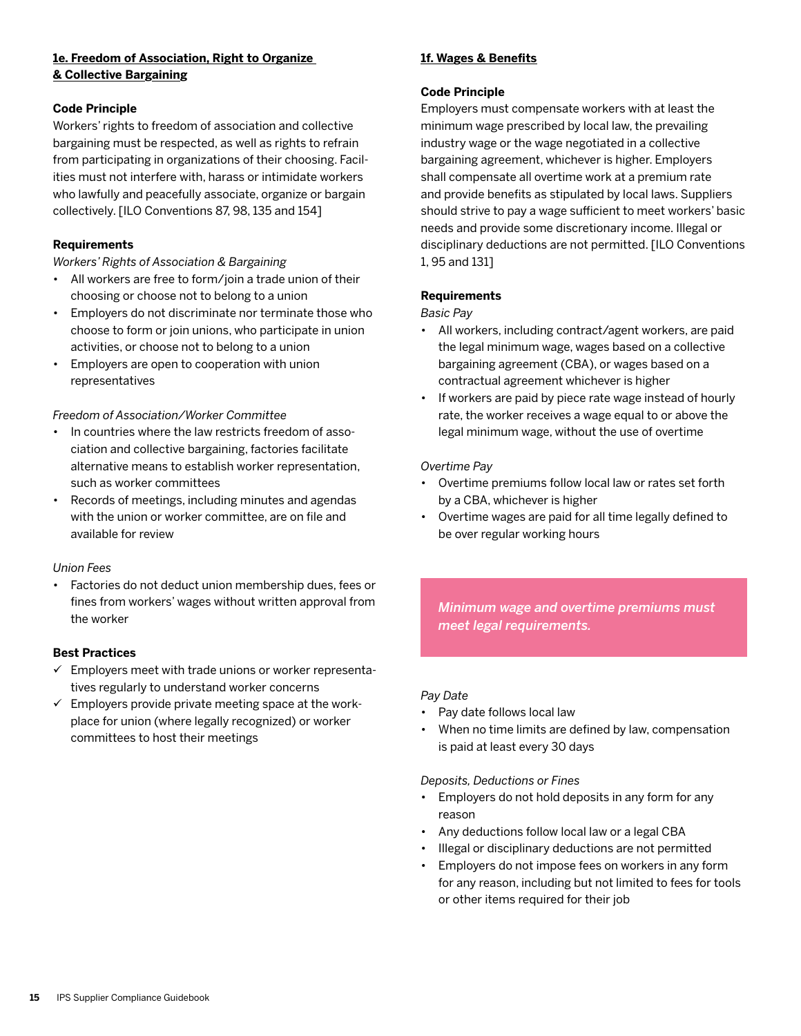## 1e. Freedom of Association, Right to Organize & Collective Bargaining

**Code Principle**

Workers' rights to freedom of association and collective bargaining must be respected, as well as rights to refrain from participating in organizations of their choosing. Facilities must not interfere with, harass or intimidate workers who lawfully and peacefully associate, organize or bargain collectively. [ILO Conventions 87, 98, 135 and 154]

**Requirements**

*Workers' Rights of Association & Bargaining*

- All workers are free to form/join a trade union of their choosing or choose not to belong to a union
- Employers do not discriminate nor terminate those who choose to form or join unions, who participate in union activities, or choose not to belong to a union
- Employers are open to cooperation with union representatives

*Freedom of Association/Worker Committee*

- In countries where the law restricts freedom of association and collective bargaining, factories facilitate alternative means to establish worker representation, such as worker committees
- Records of meetings, including minutes and agendas with the union or worker committee, are on file and available for review

*Union Fees*

- Factories do not deduct union membership dues, fees or fines from workers' wages without written approval from the worker

**Best Practices**

- ✓ Employers meet with trade unions or worker representatives regularly to understand worker concerns
- ✓ Employers provide private meeting space at the workplace for union (where legally recognized) or worker committees to host their meetings

## 1f. Wages & Benefits

**Code Principle**

Employers must compensate workers with at least the minimum wage prescribed by local law, the prevailing industry wage or the wage negotiated in a collective bargaining agreement, whichever is higher. Employers shall compensate all overtime work at a premium rate and provide benefits as stipulated by local laws. Suppliers should strive to pay a wage sufficient to meet workers' basic needs and provide some discretionary income. Illegal or disciplinary deductions are not permitted. [ILO Conventions 1, 95 and 131]

**Requirements**

*Basic Pay*

- All workers, including contract/agent workers, are paid the legal minimum wage, wages based on a collective bargaining agreement (CBA), or wages based on a contractual agreement whichever is higher
- If workers are paid by piece rate wage instead of hourly rate, the worker receives a wage equal to or above the legal minimum wage, without the use of overtime

*Overtime Pay*

- Overtime premiums follow local law or rates set forth by a CBA, whichever is higher
- Overtime wages are paid for all time legally defined to be over regular working hours

*Minimum wage and overtime premiums must meet legal requirements.*

*Pay Date*

- Pay date follows local law
- When no time limits are defined by law, compensation is paid at least every 30 days

*Deposits, Deductions or Fines*

- Employers do not hold deposits in any form for any reason
- Any deductions follow local law or a legal CBA
- Illegal or disciplinary deductions are not permitted
- Employers do not impose fees on workers in any form for any reason, including but not limited to fees for tools or other items required for their job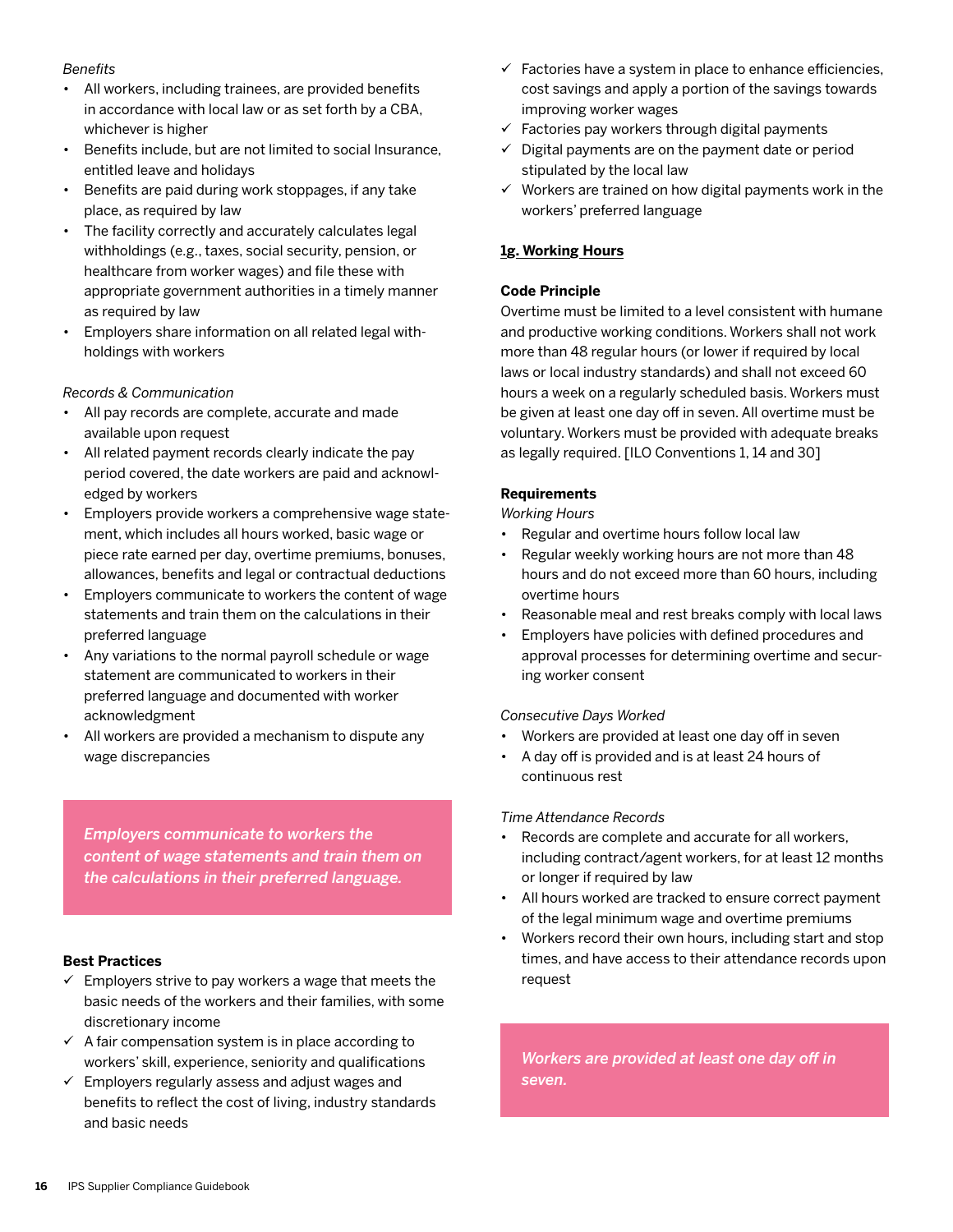*Benefits*

- All workers, including trainees, are provided benefits in accordance with local law or as set forth by a CBA, whichever is higher
- Benefits include, but are not limited to social Insurance, entitled leave and holidays
- Benefits are paid during work stoppages, if any take place, as required by law
- The facility correctly and accurately calculates legal withholdings (e.g., taxes, social security, pension, or healthcare from worker wages) and file these with appropriate government authorities in a timely manner as required by law
- Employers share information on all related legal withholdings with workers

*Records & Communication*

- All pay records are complete, accurate and made available upon request
- All related payment records clearly indicate the pay period covered, the date workers are paid and acknowledged by workers
- Employers provide workers a comprehensive wage statement, which includes all hours worked, basic wage or piece rate earned per day, overtime premiums, bonuses, allowances, benefits and legal or contractual deductions
- Employers communicate to workers the content of wage statements and train them on the calculations in their preferred language
- Any variations to the normal payroll schedule or wage statement are communicated to workers in their preferred language and documented with worker acknowledgment
- All workers are provided a mechanism to dispute any wage discrepancies

*Employers communicate to workers the content of wage statements and train them on the calculations in their preferred language.*

**Best Practices**

- ✓ Employers strive to pay workers a wage that meets the basic needs of the workers and their families, with some discretionary income
- ✓ A fair compensation system is in place according to workers' skill, experience, seniority and qualifications
- ✓ Employers regularly assess and adjust wages and benefits to reflect the cost of living, industry standards and basic needs
- ✓ Factories have a system in place to enhance efficiencies, cost savings and apply a portion of the savings towards improving worker wages
- ✓ Factories pay workers through digital payments
- ✓ Digital payments are on the payment date or period stipulated by the local law
- ✓ Workers are trained on how digital payments work in the workers' preferred language

### 1g. Working Hours

**Code Principle**

Overtime must be limited to a level consistent with humane and productive working conditions. Workers shall not work more than 48 regular hours (or lower if required by local laws or local industry standards) and shall not exceed 60 hours a week on a regularly scheduled basis. Workers must be given at least one day off in seven. All overtime must be voluntary. Workers must be provided with adequate breaks as legally required. [ILO Conventions 1, 14 and 30]

**Requirements**

*Working Hours*

- Regular and overtime hours follow local law
- Regular weekly working hours are not more than 48 hours and do not exceed more than 60 hours, including overtime hours
- Reasonable meal and rest breaks comply with local laws
- Employers have policies with defined procedures and approval processes for determining overtime and securing worker consent

*Consecutive Days Worked*

- Workers are provided at least one day off in seven
- A day off is provided and is at least 24 hours of continuous rest

*Time Attendance Records*

- Records are complete and accurate for all workers, including contract/agent workers, for at least 12 months or longer if required by law
- All hours worked are tracked to ensure correct payment of the legal minimum wage and overtime premiums
- Workers record their own hours, including start and stop times, and have access to their attendance records upon request

*Workers are provided at least one day off in seven.*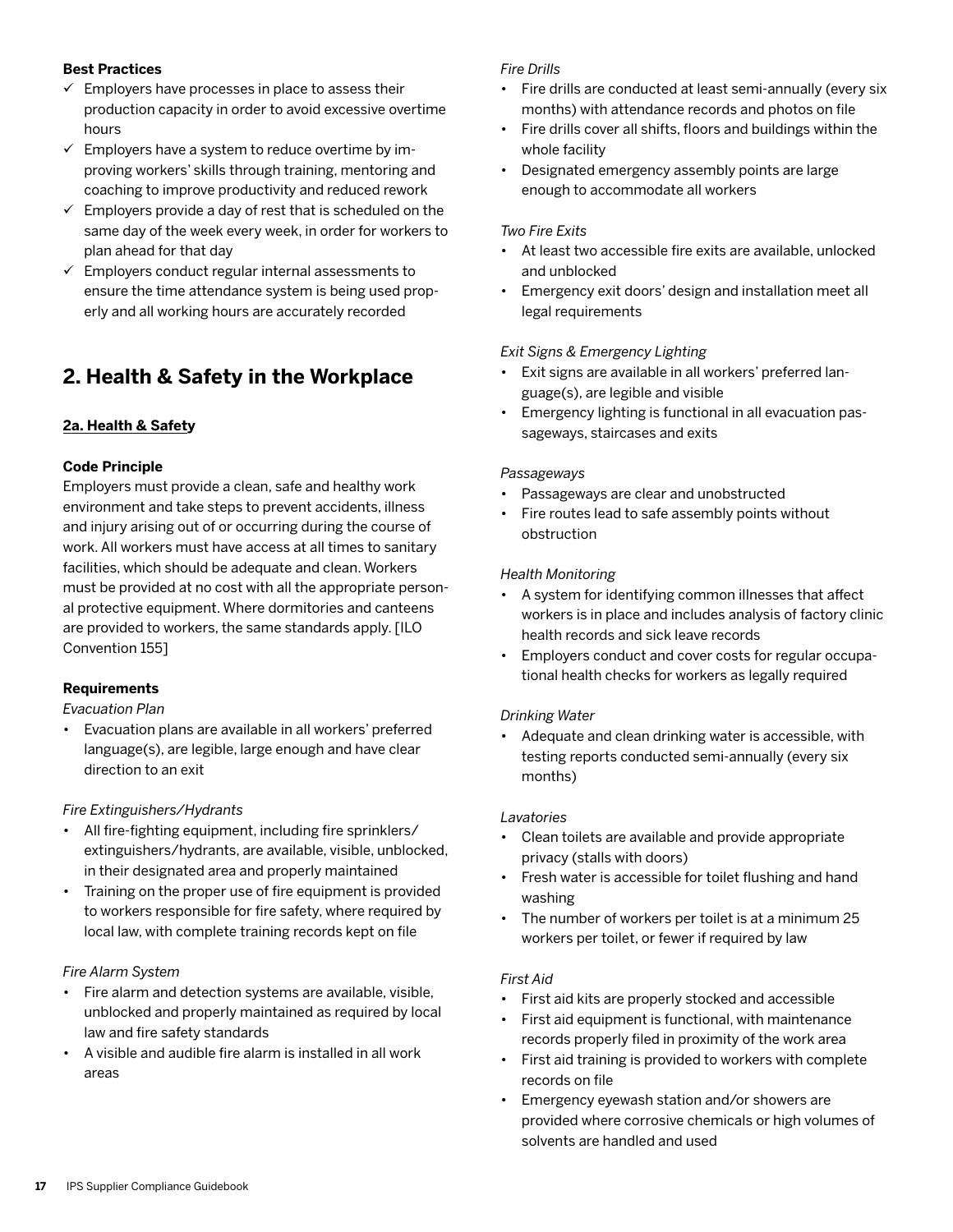**Best Practices**

- ✓ Employers have processes in place to assess their production capacity in order to avoid excessive overtime hours
- ✓ Employers have a system to reduce overtime by improving workers' skills through training, mentoring and coaching to improve productivity and reduced rework
- ✓ Employers provide a day of rest that is scheduled on the same day of the week every week, in order for workers to plan ahead for that day
- ✓ Employers conduct regular internal assessments to ensure the time attendance system is being used properly and all working hours are accurately recorded

## 2. Health & Safety in the Workplace

### 2a. Health & Safety

**Code Principle**

Employers must provide a clean, safe and healthy work environment and take steps to prevent accidents, illness and injury arising out of or occurring during the course of work. All workers must have access at all times to sanitary facilities, which should be adequate and clean. Workers must be provided at no cost with all the appropriate personal protective equipment. Where dormitories and canteens are provided to workers, the same standards apply. [ILO Convention 155]

**Requirements**

*Evacuation Plan*

- Evacuation plans are available in all workers' preferred language(s), are legible, large enough and have clear direction to an exit

*Fire Extinguishers/Hydrants*

- All fire-fighting equipment, including fire sprinklers/extinguishers/hydrants, are available, visible, unblocked, in their designated area and properly maintained
- Training on the proper use of fire equipment is provided to workers responsible for fire safety, where required by local law, with complete training records kept on file

*Fire Alarm System*

- Fire alarm and detection systems are available, visible, unblocked and properly maintained as required by local law and fire safety standards
- A visible and audible fire alarm is installed in all work areas

*Fire Drills*

- Fire drills are conducted at least semi-annually (every six months) with attendance records and photos on file
- Fire drills cover all shifts, floors and buildings within the whole facility
- Designated emergency assembly points are large enough to accommodate all workers

*Two Fire Exits*

- At least two accessible fire exits are available, unlocked and unblocked
- Emergency exit doors' design and installation meet all legal requirements

*Exit Signs & Emergency Lighting*

- Exit signs are available in all workers' preferred language(s), are legible and visible
- Emergency lighting is functional in all evacuation passageways, staircases and exits

*Passageways*

- Passageways are clear and unobstructed
- Fire routes lead to safe assembly points without obstruction

*Health Monitoring*

- A system for identifying common illnesses that affect workers is in place and includes analysis of factory clinic health records and sick leave records
- Employers conduct and cover costs for regular occupational health checks for workers as legally required

*Drinking Water*

- Adequate and clean drinking water is accessible, with testing reports conducted semi-annually (every six months)

*Lavatories*

- Clean toilets are available and provide appropriate privacy (stalls with doors)
- Fresh water is accessible for toilet flushing and hand washing
- The number of workers per toilet is at a minimum 25 workers per toilet, or fewer if required by law

*First Aid*

- First aid kits are properly stocked and accessible
- First aid equipment is functional, with maintenance records properly filed in proximity of the work area
- First aid training is provided to workers with complete records on file
- Emergency eyewash station and/or showers are provided where corrosive chemicals or high volumes of solvents are handled and used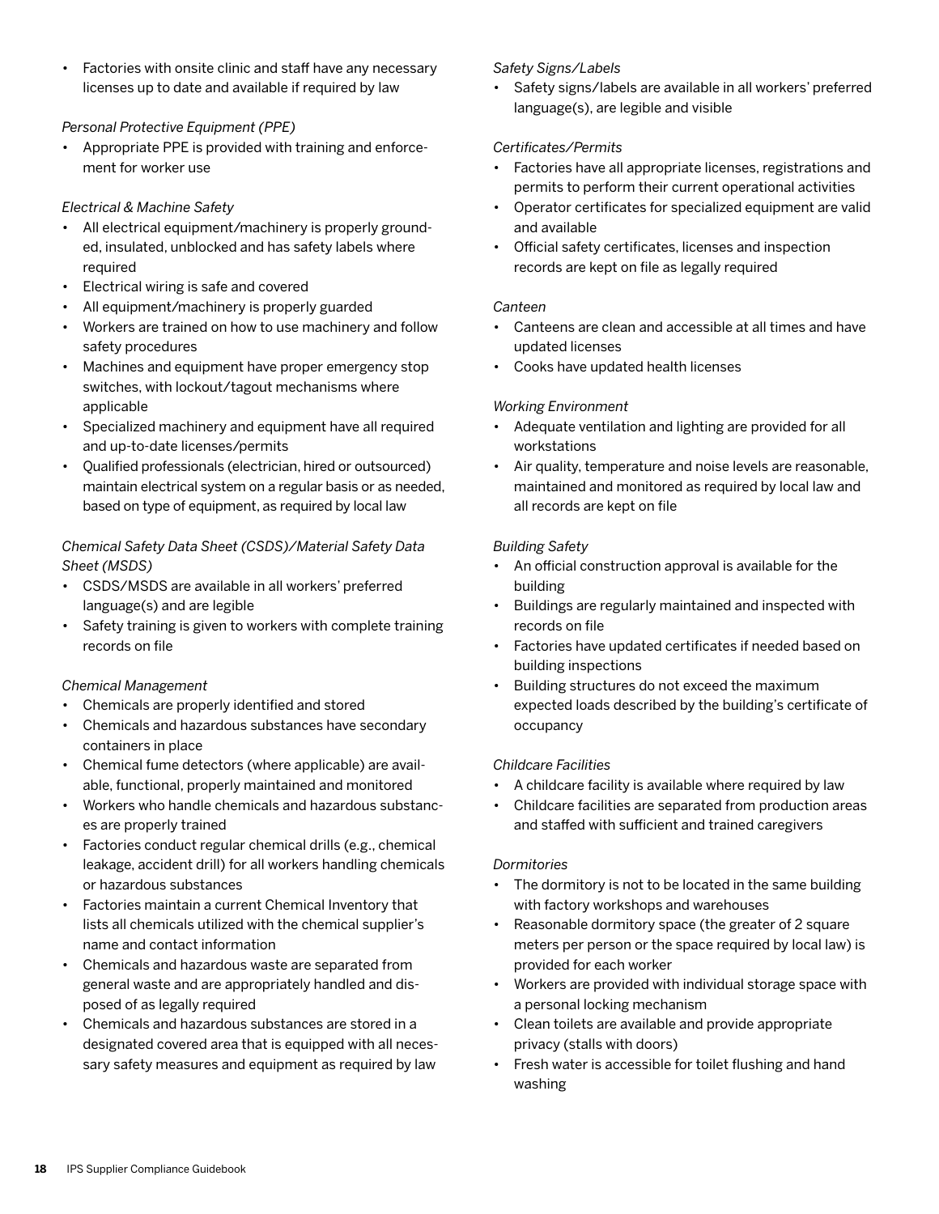- Factories with onsite clinic and staff have any necessary licenses up to date and available if required by law

*Personal Protective Equipment (PPE)*

- Appropriate PPE is provided with training and enforcement for worker use

*Electrical & Machine Safety*

- All electrical equipment/machinery is properly grounded, insulated, unblocked and has safety labels where required
- Electrical wiring is safe and covered
- All equipment/machinery is properly guarded
- Workers are trained on how to use machinery and follow safety procedures
- Machines and equipment have proper emergency stop switches, with lockout/tagout mechanisms where applicable
- Specialized machinery and equipment have all required and up-to-date licenses/permits
- Qualified professionals (electrician, hired or outsourced) maintain electrical system on a regular basis or as needed, based on type of equipment, as required by local law

*Chemical Safety Data Sheet (CSDS)/Material Safety Data Sheet (MSDS)*

- CSDS/MSDS are available in all workers' preferred language(s) and are legible
- Safety training is given to workers with complete training records on file

*Chemical Management*

- Chemicals are properly identified and stored
- Chemicals and hazardous substances have secondary containers in place
- Chemical fume detectors (where applicable) are available, functional, properly maintained and monitored
- Workers who handle chemicals and hazardous substances are properly trained
- Factories conduct regular chemical drills (e.g., chemical leakage, accident drill) for all workers handling chemicals or hazardous substances
- Factories maintain a current Chemical Inventory that lists all chemicals utilized with the chemical supplier's name and contact information
- Chemicals and hazardous waste are separated from general waste and are appropriately handled and disposed of as legally required
- Chemicals and hazardous substances are stored in a designated covered area that is equipped with all necessary safety measures and equipment as required by law

*Safety Signs/Labels*

- Safety signs/labels are available in all workers' preferred language(s), are legible and visible

*Certificates/Permits*

- Factories have all appropriate licenses, registrations and permits to perform their current operational activities
- Operator certificates for specialized equipment are valid and available
- Official safety certificates, licenses and inspection records are kept on file as legally required

*Canteen*

- Canteens are clean and accessible at all times and have updated licenses
- Cooks have updated health licenses

*Working Environment*

- Adequate ventilation and lighting are provided for all workstations
- Air quality, temperature and noise levels are reasonable, maintained and monitored as required by local law and all records are kept on file

*Building Safety*

- An official construction approval is available for the building
- Buildings are regularly maintained and inspected with records on file
- Factories have updated certificates if needed based on building inspections
- Building structures do not exceed the maximum expected loads described by the building's certificate of occupancy

*Childcare Facilities*

- A childcare facility is available where required by law
- Childcare facilities are separated from production areas and staffed with sufficient and trained caregivers

*Dormitories*

- The dormitory is not to be located in the same building with factory workshops and warehouses
- Reasonable dormitory space (the greater of 2 square meters per person or the space required by local law) is provided for each worker
- Workers are provided with individual storage space with a personal locking mechanism
- Clean toilets are available and provide appropriate privacy (stalls with doors)
- Fresh water is accessible for toilet flushing and hand washing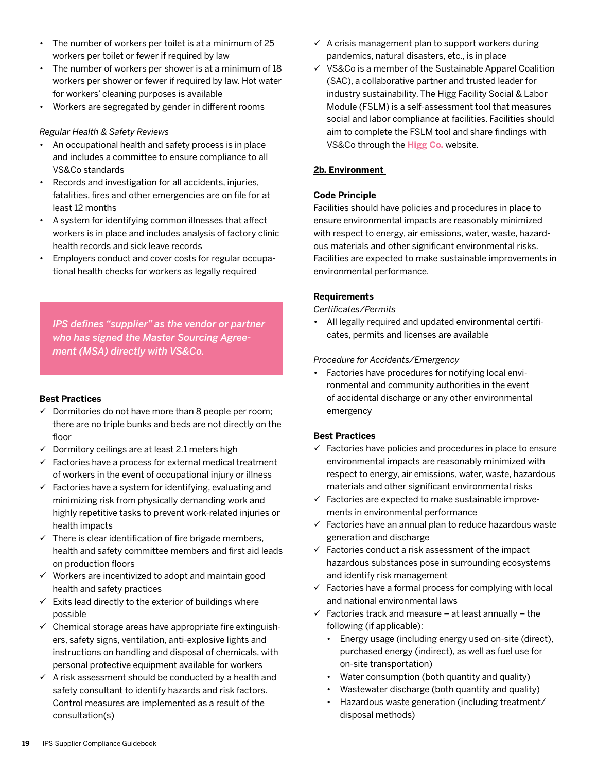- The number of workers per toilet is at a minimum of 25 workers per toilet or fewer if required by law
- The number of workers per shower is at a minimum of 18 workers per shower or fewer if required by law. Hot water for workers' cleaning purposes is available
- Workers are segregated by gender in different rooms

*Regular Health & Safety Reviews*

- An occupational health and safety process is in place and includes a committee to ensure compliance to all VS&Co standards
- Records and investigation for all accidents, injuries, fatalities, fires and other emergencies are on file for at least 12 months
- A system for identifying common illnesses that affect workers is in place and includes analysis of factory clinic health records and sick leave records
- Employers conduct and cover costs for regular occupational health checks for workers as legally required

*IPS defines "supplier" as the vendor or partner who has signed the Master Sourcing Agreement (MSA) directly with VS&Co.*

**Best Practices**

- ✓ Dormitories do not have more than 8 people per room; there are no triple bunks and beds are not directly on the floor
- ✓ Dormitory ceilings are at least 2.1 meters high
- ✓ Factories have a process for external medical treatment of workers in the event of occupational injury or illness
- ✓ Factories have a system for identifying, evaluating and minimizing risk from physically demanding work and highly repetitive tasks to prevent work-related injuries or health impacts
- ✓ There is clear identification of fire brigade members, health and safety committee members and first aid leads on production floors
- ✓ Workers are incentivized to adopt and maintain good health and safety practices
- ✓ Exits lead directly to the exterior of buildings where possible
- ✓ Chemical storage areas have appropriate fire extinguishers, safety signs, ventilation, anti-explosive lights and instructions on handling and disposal of chemicals, with personal protective equipment available for workers
- ✓ A risk assessment should be conducted by a health and safety consultant to identify hazards and risk factors. Control measures are implemented as a result of the consultation(s)
- ✓ A crisis management plan to support workers during pandemics, natural disasters, etc., is in place
- ✓ VS&Co is a member of the Sustainable Apparel Coalition (SAC), a collaborative partner and trusted leader for industry sustainability. The Higg Facility Social & Labor Module (FSLM) is a self-assessment tool that measures social and labor compliance at facilities. Facilities should aim to complete the FSLM tool and share findings with VS&Co through the **Higg Co.** website.

## 2b. Environment

**Code Principle**

Facilities should have policies and procedures in place to ensure environmental impacts are reasonably minimized with respect to energy, air emissions, water, waste, hazardous materials and other significant environmental risks. Facilities are expected to make sustainable improvements in environmental performance.

**Requirements**

*Certificates/Permits*

- All legally required and updated environmental certificates, permits and licenses are available

*Procedure for Accidents/Emergency*

- Factories have procedures for notifying local environmental and community authorities in the event of accidental discharge or any other environmental emergency

**Best Practices**

- ✓ Factories have policies and procedures in place to ensure environmental impacts are reasonably minimized with respect to energy, air emissions, water, waste, hazardous materials and other significant environmental risks
- ✓ Factories are expected to make sustainable improvements in environmental performance
- ✓ Factories have an annual plan to reduce hazardous waste generation and discharge
- ✓ Factories conduct a risk assessment of the impact hazardous substances pose in surrounding ecosystems and identify risk management
- ✓ Factories have a formal process for complying with local and national environmental laws
- ✓ Factories track and measure – at least annually – the following (if applicable):
  - Energy usage (including energy used on-site (direct), purchased energy (indirect), as well as fuel use for on-site transportation)
  - Water consumption (both quantity and quality)
  - Wastewater discharge (both quantity and quality)
  - Hazardous waste generation (including treatment/disposal methods)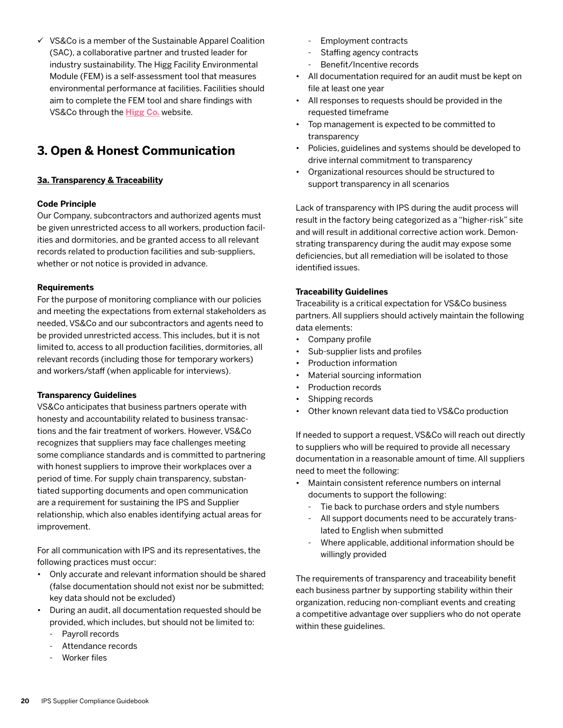- ✓ VS&Co is a member of the Sustainable Apparel Coalition (SAC), a collaborative partner and trusted leader for industry sustainability. The Higg Facility Environmental Module (FEM) is a self-assessment tool that measures environmental performance at facilities. Facilities should aim to complete the FEM tool and share findings with VS&Co through the **Higg Co.** website.

## 3. Open & Honest Communication

### 3a. Transparency & Traceability

**Code Principle**
Our Company, subcontractors and authorized agents must be given unrestricted access to all workers, production facilities and dormitories, and be granted access to all relevant records related to production facilities and sub-suppliers, whether or not notice is provided in advance.

**Requirements**
For the purpose of monitoring compliance with our policies and meeting the expectations from external stakeholders as needed, VS&Co and our subcontractors and agents need to be provided unrestricted access. This includes, but it is not limited to, access to all production facilities, dormitories, all relevant records (including those for temporary workers) and workers/staff (when applicable for interviews).

**Transparency Guidelines**
VS&Co anticipates that business partners operate with honesty and accountability related to business transactions and the fair treatment of workers. However, VS&Co recognizes that suppliers may face challenges meeting some compliance standards and is committed to partnering with honest suppliers to improve their workplaces over a period of time. For supply chain transparency, substantiated supporting documents and open communication are a requirement for sustaining the IPS and Supplier relationship, which also enables identifying actual areas for improvement.

For all communication with IPS and its representatives, the following practices must occur:

- Only accurate and relevant information should be shared (false documentation should not exist nor be submitted; key data should not be excluded)
- During an audit, all documentation requested should be provided, which includes, but should not be limited to:
  - Payroll records
  - Attendance records
  - Worker files
  - Employment contracts
  - Staffing agency contracts
  - Benefit/Incentive records
- All documentation required for an audit must be kept on file at least one year
- All responses to requests should be provided in the requested timeframe
- Top management is expected to be committed to transparency
- Policies, guidelines and systems should be developed to drive internal commitment to transparency
- Organizational resources should be structured to support transparency in all scenarios

Lack of transparency with IPS during the audit process will result in the factory being categorized as a "higher-risk" site and will result in additional corrective action work. Demonstrating transparency during the audit may expose some deficiencies, but all remediation will be isolated to those identified issues.

**Traceability Guidelines**
Traceability is a critical expectation for VS&Co business partners. All suppliers should actively maintain the following data elements:

- Company profile
- Sub-supplier lists and profiles
- Production information
- Material sourcing information
- Production records
- Shipping records
- Other known relevant data tied to VS&Co production

If needed to support a request, VS&Co will reach out directly to suppliers who will be required to provide all necessary documentation in a reasonable amount of time. All suppliers need to meet the following:

- Maintain consistent reference numbers on internal documents to support the following:
  - Tie back to purchase orders and style numbers
  - All support documents need to be accurately translated to English when submitted
  - Where applicable, additional information should be willingly provided

The requirements of transparency and traceability benefit each business partner by supporting stability within their organization, reducing non-compliant events and creating a competitive advantage over suppliers who do not operate within these guidelines.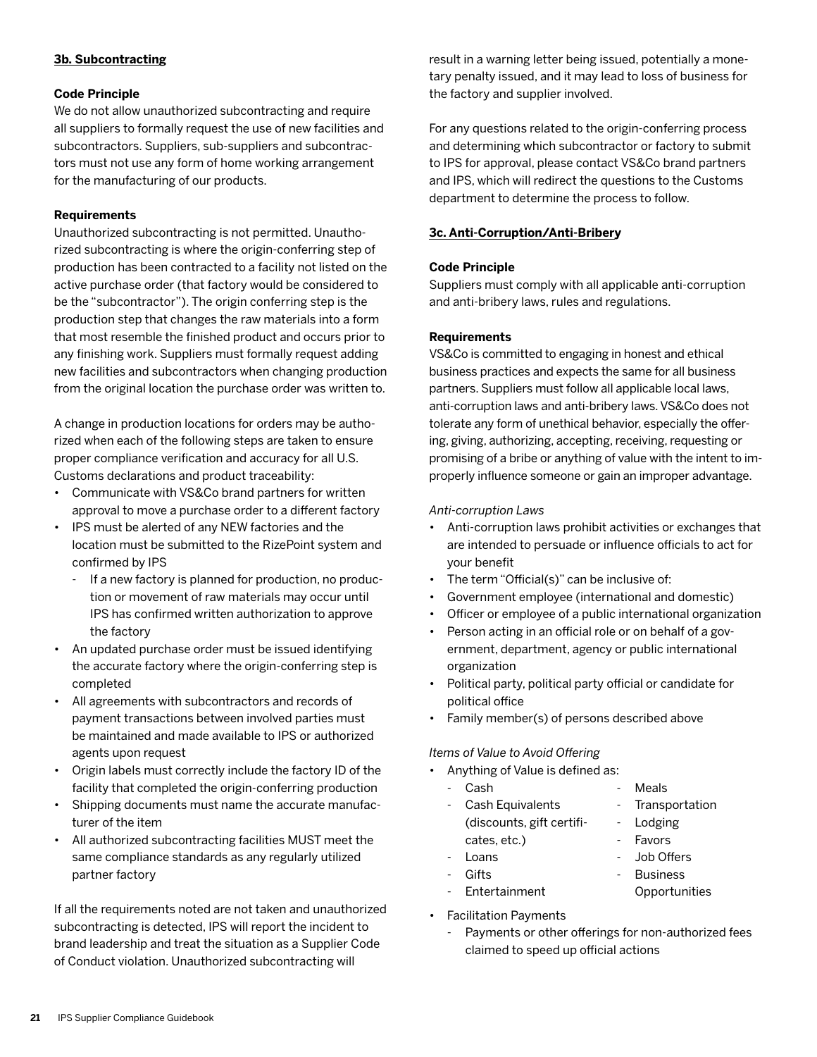**3b. Subcontracting**

**Code Principle**

We do not allow unauthorized subcontracting and require all suppliers to formally request the use of new facilities and subcontractors. Suppliers, sub-suppliers and subcontractors must not use any form of home working arrangement for the manufacturing of our products.

**Requirements**

Unauthorized subcontracting is not permitted. Unauthorized subcontracting is where the origin-conferring step of production has been contracted to a facility not listed on the active purchase order (that factory would be considered to be the "subcontractor"). The origin conferring step is the production step that changes the raw materials into a form that most resemble the finished product and occurs prior to any finishing work. Suppliers must formally request adding new facilities and subcontractors when changing production from the original location the purchase order was written to.

A change in production locations for orders may be authorized when each of the following steps are taken to ensure proper compliance verification and accuracy for all U.S. Customs declarations and product traceability:

- Communicate with VS&Co brand partners for written approval to move a purchase order to a different factory
- IPS must be alerted of any NEW factories and the location must be submitted to the RizePoint system and confirmed by IPS
  - If a new factory is planned for production, no production or movement of raw materials may occur until IPS has confirmed written authorization to approve the factory
- An updated purchase order must be issued identifying the accurate factory where the origin-conferring step is completed
- All agreements with subcontractors and records of payment transactions between involved parties must be maintained and made available to IPS or authorized agents upon request
- Origin labels must correctly include the factory ID of the facility that completed the origin-conferring production
- Shipping documents must name the accurate manufacturer of the item
- All authorized subcontracting facilities MUST meet the same compliance standards as any regularly utilized partner factory

If all the requirements noted are not taken and unauthorized subcontracting is detected, IPS will report the incident to brand leadership and treat the situation as a Supplier Code of Conduct violation. Unauthorized subcontracting will result in a warning letter being issued, potentially a monetary penalty issued, and it may lead to loss of business for the factory and supplier involved.

For any questions related to the origin-conferring process and determining which subcontractor or factory to submit to IPS for approval, please contact VS&Co brand partners and IPS, which will redirect the questions to the Customs department to determine the process to follow.

**3c. Anti-Corruption/Anti-Bribery**

**Code Principle**

Suppliers must comply with all applicable anti-corruption and anti-bribery laws, rules and regulations.

**Requirements**

VS&Co is committed to engaging in honest and ethical business practices and expects the same for all business partners. Suppliers must follow all applicable local laws, anti-corruption laws and anti-bribery laws. VS&Co does not tolerate any form of unethical behavior, especially the offering, giving, authorizing, accepting, receiving, requesting or promising of a bribe or anything of value with the intent to improperly influence someone or gain an improper advantage.

*Anti-corruption Laws*

- Anti-corruption laws prohibit activities or exchanges that are intended to persuade or influence officials to act for your benefit
- The term "Official(s)" can be inclusive of:
- Government employee (international and domestic)
- Officer or employee of a public international organization
- Person acting in an official role or on behalf of a government, department, agency or public international organization
- Political party, political party official or candidate for political office
- Family member(s) of persons described above

*Items of Value to Avoid Offering*

- Anything of Value is defined as:
  - Cash
  - Cash Equivalents (discounts, gift certificates, etc.)
  - Loans
  - Gifts
  - Entertainment
  - Meals
  - Transportation
  - Lodging
  - Favors
  - Job Offers
  - Business Opportunities
- Facilitation Payments
  - Payments or other offerings for non-authorized fees claimed to speed up official actions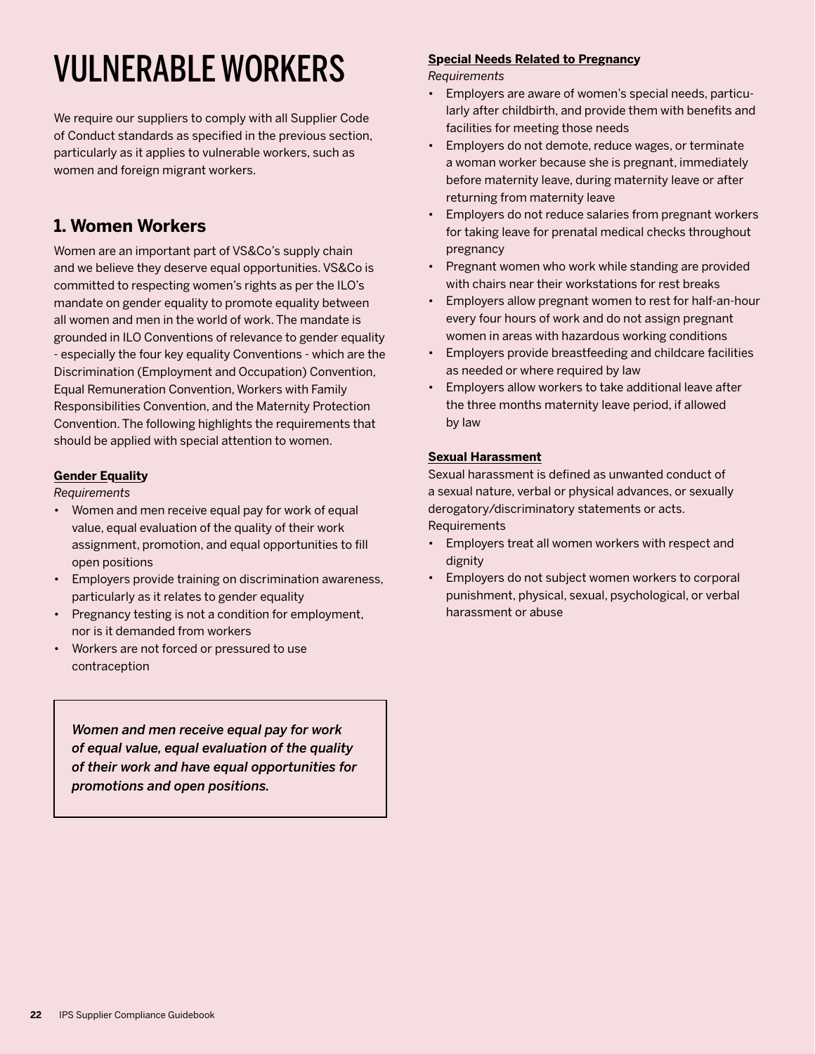# VULNERABLE WORKERS

We require our suppliers to comply with all Supplier Code of Conduct standards as specified in the previous section, particularly as it applies to vulnerable workers, such as women and foreign migrant workers.

## 1. Women Workers

Women are an important part of VS&Co's supply chain and we believe they deserve equal opportunities. VS&Co is committed to respecting women's rights as per the ILO's mandate on gender equality to promote equality between all women and men in the world of work. The mandate is grounded in ILO Conventions of relevance to gender equality - especially the four key equality Conventions - which are the Discrimination (Employment and Occupation) Convention, Equal Remuneration Convention, Workers with Family Responsibilities Convention, and the Maternity Protection Convention. The following highlights the requirements that should be applied with special attention to women.

**Gender Equality**

*Requirements*

- Women and men receive equal pay for work of equal value, equal evaluation of the quality of their work assignment, promotion, and equal opportunities to fill open positions
- Employers provide training on discrimination awareness, particularly as it relates to gender equality
- Pregnancy testing is not a condition for employment, nor is it demanded from workers
- Workers are not forced or pressured to use contraception

> ***Women and men receive equal pay for work of equal value, equal evaluation of the quality of their work and have equal opportunities for promotions and open positions.***

**Special Needs Related to Pregnancy**

*Requirements*

- Employers are aware of women's special needs, particularly after childbirth, and provide them with benefits and facilities for meeting those needs
- Employers do not demote, reduce wages, or terminate a woman worker because she is pregnant, immediately before maternity leave, during maternity leave or after returning from maternity leave
- Employers do not reduce salaries from pregnant workers for taking leave for prenatal medical checks throughout pregnancy
- Pregnant women who work while standing are provided with chairs near their workstations for rest breaks
- Employers allow pregnant women to rest for half-an-hour every four hours of work and do not assign pregnant women in areas with hazardous working conditions
- Employers provide breastfeeding and childcare facilities as needed or where required by law
- Employers allow workers to take additional leave after the three months maternity leave period, if allowed by law

**Sexual Harassment**

Sexual harassment is defined as unwanted conduct of a sexual nature, verbal or physical advances, or sexually derogatory/discriminatory statements or acts.

Requirements

- Employers treat all women workers with respect and dignity
- Employers do not subject women workers to corporal punishment, physical, sexual, psychological, or verbal harassment or abuse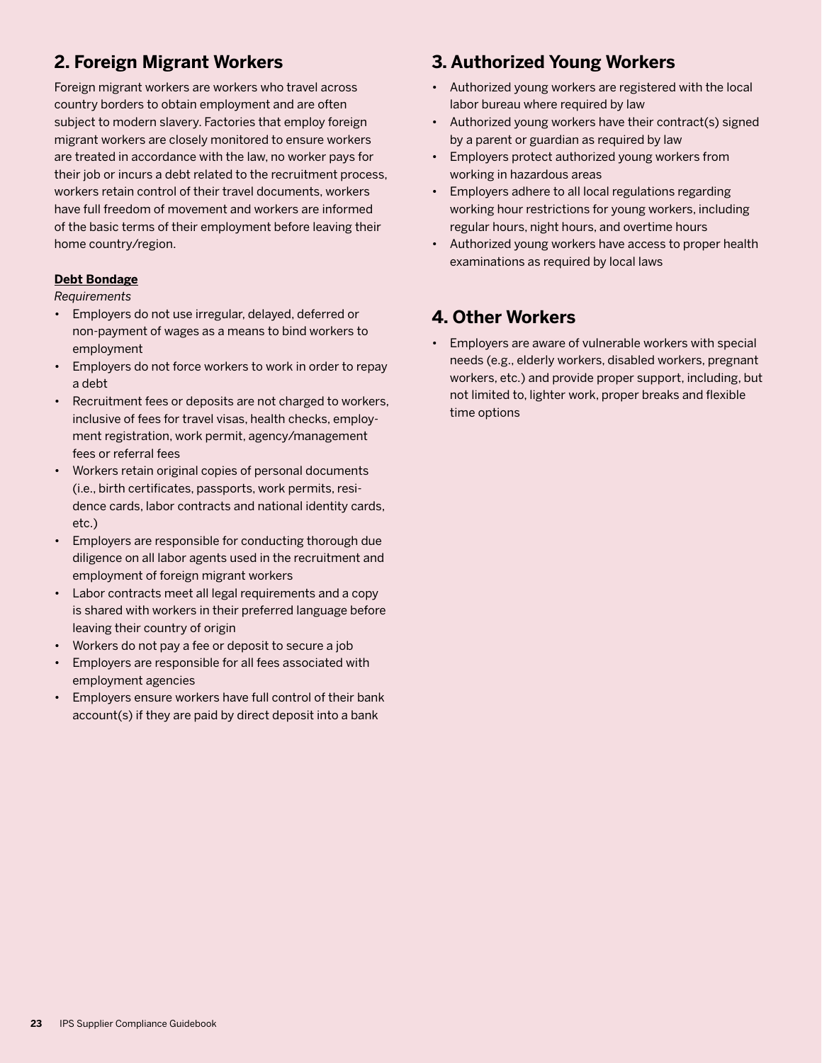## 2. Foreign Migrant Workers

Foreign migrant workers are workers who travel across country borders to obtain employment and are often subject to modern slavery. Factories that employ foreign migrant workers are closely monitored to ensure workers are treated in accordance with the law, no worker pays for their job or incurs a debt related to the recruitment process, workers retain control of their travel documents, workers have full freedom of movement and workers are informed of the basic terms of their employment before leaving their home country/region.

**Debt Bondage**

*Requirements*

- Employers do not use irregular, delayed, deferred or non-payment of wages as a means to bind workers to employment
- Employers do not force workers to work in order to repay a debt
- Recruitment fees or deposits are not charged to workers, inclusive of fees for travel visas, health checks, employment registration, work permit, agency/management fees or referral fees
- Workers retain original copies of personal documents (i.e., birth certificates, passports, work permits, residence cards, labor contracts and national identity cards, etc.)
- Employers are responsible for conducting thorough due diligence on all labor agents used in the recruitment and employment of foreign migrant workers
- Labor contracts meet all legal requirements and a copy is shared with workers in their preferred language before leaving their country of origin
- Workers do not pay a fee or deposit to secure a job
- Employers are responsible for all fees associated with employment agencies
- Employers ensure workers have full control of their bank account(s) if they are paid by direct deposit into a bank

## 3. Authorized Young Workers

- Authorized young workers are registered with the local labor bureau where required by law
- Authorized young workers have their contract(s) signed by a parent or guardian as required by law
- Employers protect authorized young workers from working in hazardous areas
- Employers adhere to all local regulations regarding working hour restrictions for young workers, including regular hours, night hours, and overtime hours
- Authorized young workers have access to proper health examinations as required by local laws

## 4. Other Workers

- Employers are aware of vulnerable workers with special needs (e.g., elderly workers, disabled workers, pregnant workers, etc.) and provide proper support, including, but not limited to, lighter work, proper breaks and flexible time options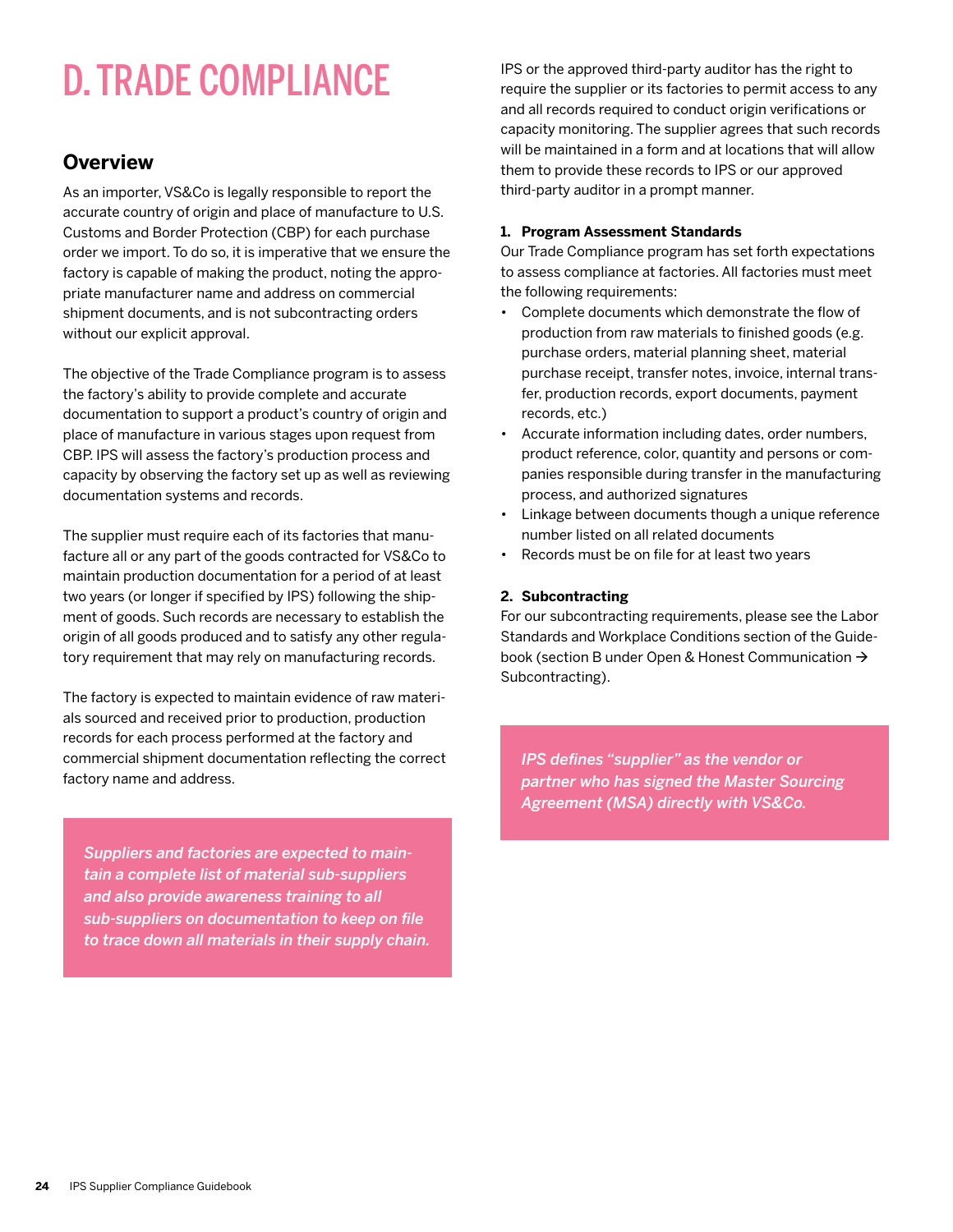# D. TRADE COMPLIANCE

## Overview

As an importer, VS&Co is legally responsible to report the accurate country of origin and place of manufacture to U.S. Customs and Border Protection (CBP) for each purchase order we import. To do so, it is imperative that we ensure the factory is capable of making the product, noting the appropriate manufacturer name and address on commercial shipment documents, and is not subcontracting orders without our explicit approval.

The objective of the Trade Compliance program is to assess the factory's ability to provide complete and accurate documentation to support a product's country of origin and place of manufacture in various stages upon request from CBP. IPS will assess the factory's production process and capacity by observing the factory set up as well as reviewing documentation systems and records.

The supplier must require each of its factories that manufacture all or any part of the goods contracted for VS&Co to maintain production documentation for a period of at least two years (or longer if specified by IPS) following the shipment of goods. Such records are necessary to establish the origin of all goods produced and to satisfy any other regulatory requirement that may rely on manufacturing records.

The factory is expected to maintain evidence of raw materials sourced and received prior to production, production records for each process performed at the factory and commercial shipment documentation reflecting the correct factory name and address.

*Suppliers and factories are expected to maintain a complete list of material sub-suppliers and also provide awareness training to all sub-suppliers on documentation to keep on file to trace down all materials in their supply chain.*

IPS or the approved third-party auditor has the right to require the supplier or its factories to permit access to any and all records required to conduct origin verifications or capacity monitoring. The supplier agrees that such records will be maintained in a form and at locations that will allow them to provide these records to IPS or our approved third-party auditor in a prompt manner.

**1. Program Assessment Standards**

Our Trade Compliance program has set forth expectations to assess compliance at factories. All factories must meet the following requirements:

- Complete documents which demonstrate the flow of production from raw materials to finished goods (e.g. purchase orders, material planning sheet, material purchase receipt, transfer notes, invoice, internal transfer, production records, export documents, payment records, etc.)
- Accurate information including dates, order numbers, product reference, color, quantity and persons or companies responsible during transfer in the manufacturing process, and authorized signatures
- Linkage between documents though a unique reference number listed on all related documents
- Records must be on file for at least two years

**2. Subcontracting**

For our subcontracting requirements, please see the Labor Standards and Workplace Conditions section of the Guidebook (section B under Open & Honest Communication → Subcontracting).

*IPS defines "supplier" as the vendor or partner who has signed the Master Sourcing Agreement (MSA) directly with VS&Co.*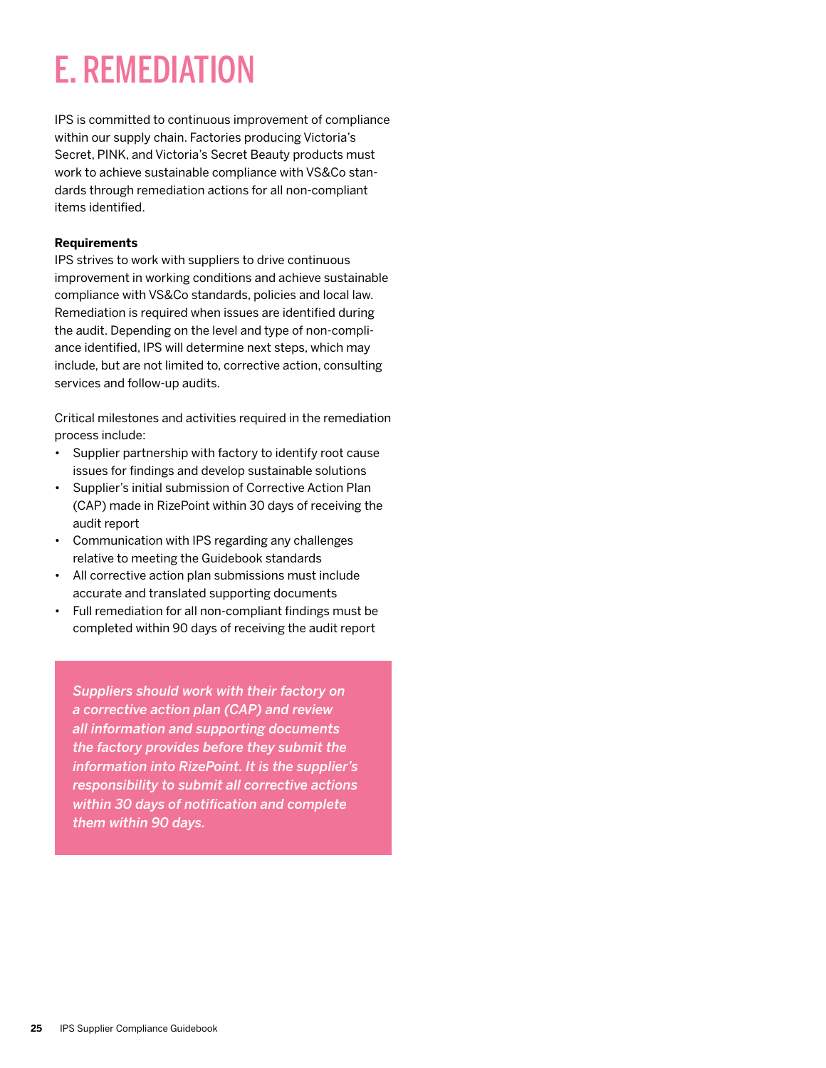# E. REMEDIATION

IPS is committed to continuous improvement of compliance within our supply chain. Factories producing Victoria's Secret, PINK, and Victoria's Secret Beauty products must work to achieve sustainable compliance with VS&Co standards through remediation actions for all non-compliant items identified.

**Requirements**

IPS strives to work with suppliers to drive continuous improvement in working conditions and achieve sustainable compliance with VS&Co standards, policies and local law. Remediation is required when issues are identified during the audit. Depending on the level and type of non-compliance identified, IPS will determine next steps, which may include, but are not limited to, corrective action, consulting services and follow-up audits.

Critical milestones and activities required in the remediation process include:

- Supplier partnership with factory to identify root cause issues for findings and develop sustainable solutions
- Supplier's initial submission of Corrective Action Plan (CAP) made in RizePoint within 30 days of receiving the audit report
- Communication with IPS regarding any challenges relative to meeting the Guidebook standards
- All corrective action plan submissions must include accurate and translated supporting documents
- Full remediation for all non-compliant findings must be completed within 90 days of receiving the audit report

***Suppliers should work with their factory on a corrective action plan (CAP) and review all information and supporting documents the factory provides before they submit the information into RizePoint. It is the supplier's responsibility to submit all corrective actions within 30 days of notification and complete them within 90 days.***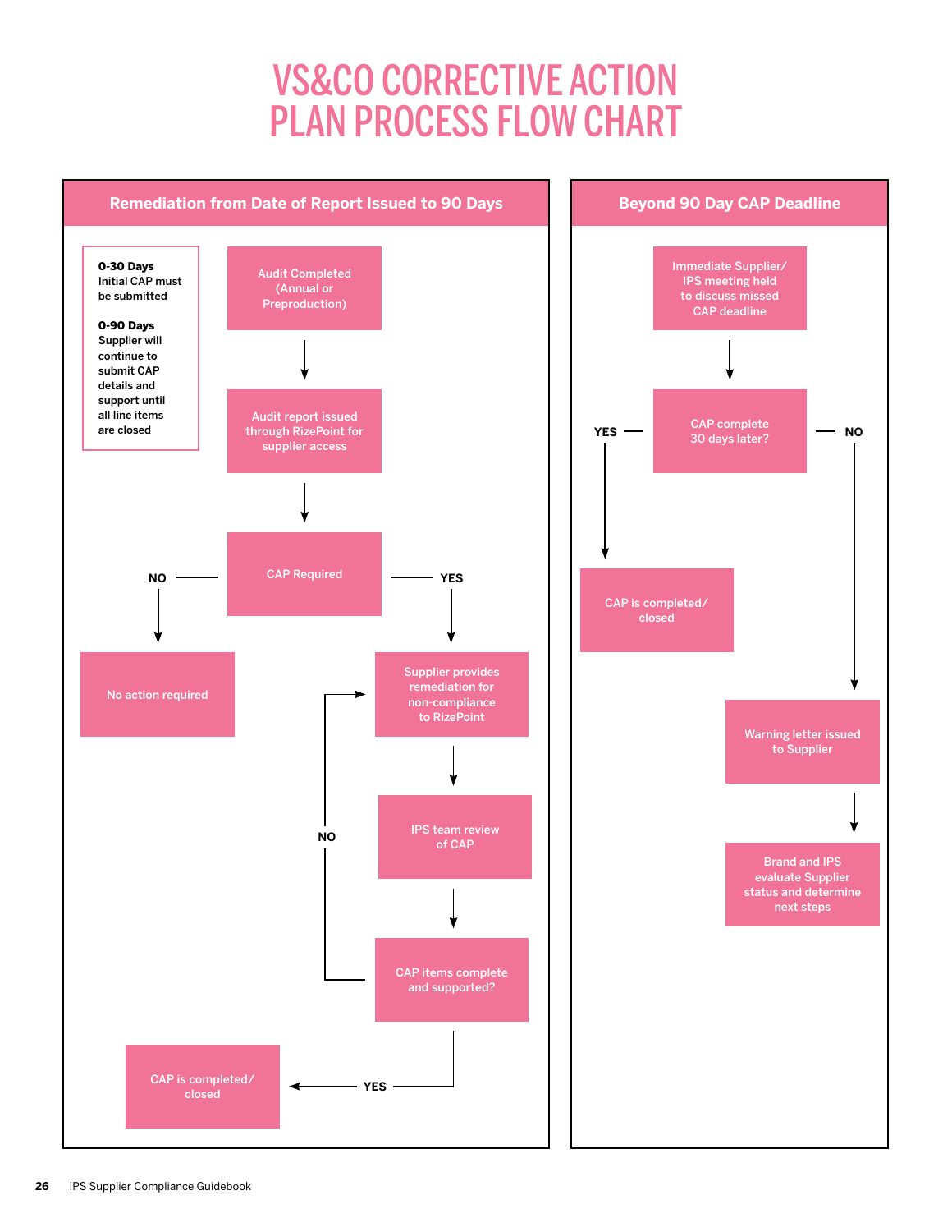# VS&CO CORRECTIVE ACTION PLAN PROCESS FLOW CHART

## Remediation from Date of Report Issued to 90 Days

**0-30 Days**
Initial CAP must be submitted

**0-90 Days**
Supplier will continue to submit CAP details and support until all line items are closed

- Audit Completed (Annual or Preproduction)
- → Audit report issued through RizePoint for supplier access
- → CAP Required
  - NO → No action required
  - YES → Supplier provides remediation for non-compliance to RizePoint
    - → IPS team review of CAP
    - → CAP items complete and supported?
      - NO → Supplier provides remediation for non-compliance to RizePoint
      - YES → CAP is completed/closed

## Beyond 90 Day CAP Deadline

- Immediate Supplier/IPS meeting held to discuss missed CAP deadline
- → CAP complete 30 days later?
  - YES → CAP is completed/closed
  - NO → Warning letter issued to Supplier
    - → Brand and IPS evaluate Supplier status and determine next steps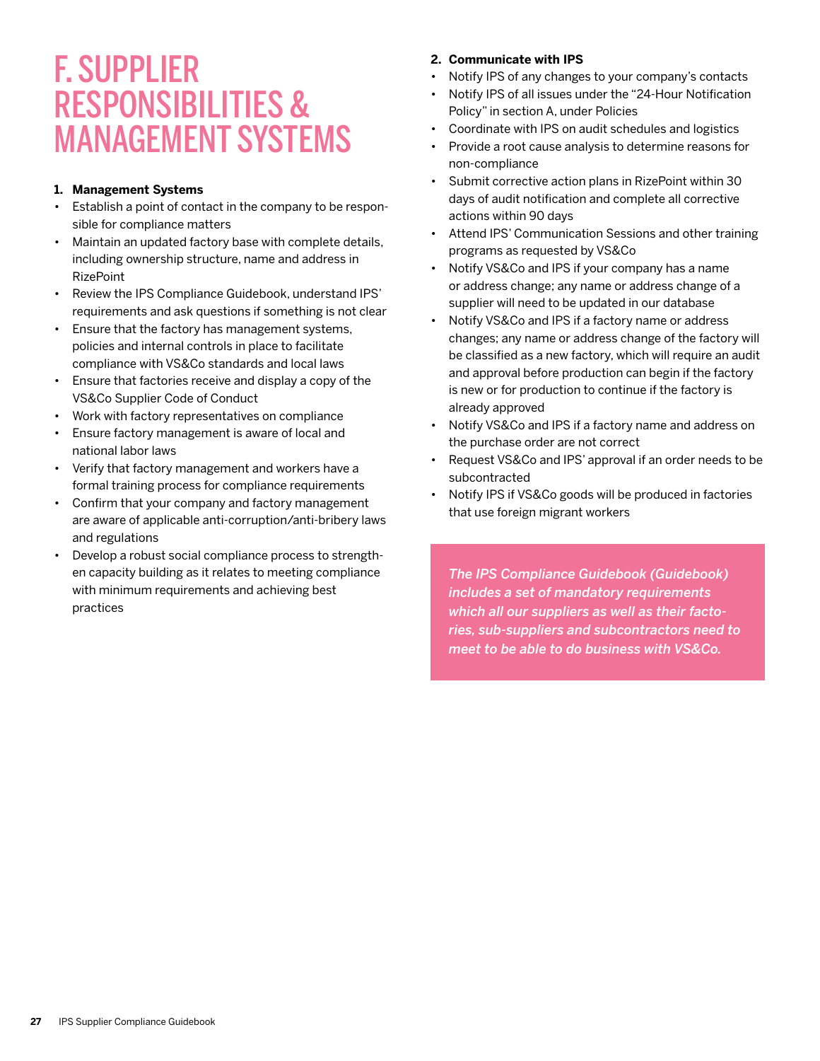# F. SUPPLIER RESPONSIBILITIES & MANAGEMENT SYSTEMS

**1. Management Systems**

- Establish a point of contact in the company to be responsible for compliance matters
- Maintain an updated factory base with complete details, including ownership structure, name and address in RizePoint
- Review the IPS Compliance Guidebook, understand IPS' requirements and ask questions if something is not clear
- Ensure that the factory has management systems, policies and internal controls in place to facilitate compliance with VS&Co standards and local laws
- Ensure that factories receive and display a copy of the VS&Co Supplier Code of Conduct
- Work with factory representatives on compliance
- Ensure factory management is aware of local and national labor laws
- Verify that factory management and workers have a formal training process for compliance requirements
- Confirm that your company and factory management are aware of applicable anti-corruption/anti-bribery laws and regulations
- Develop a robust social compliance process to strengthen capacity building as it relates to meeting compliance with minimum requirements and achieving best practices

**2. Communicate with IPS**

- Notify IPS of any changes to your company's contacts
- Notify IPS of all issues under the "24-Hour Notification Policy" in section A, under Policies
- Coordinate with IPS on audit schedules and logistics
- Provide a root cause analysis to determine reasons for non-compliance
- Submit corrective action plans in RizePoint within 30 days of audit notification and complete all corrective actions within 90 days
- Attend IPS' Communication Sessions and other training programs as requested by VS&Co
- Notify VS&Co and IPS if your company has a name or address change; any name or address change of a supplier will need to be updated in our database
- Notify VS&Co and IPS if a factory name or address changes; any name or address change of the factory will be classified as a new factory, which will require an audit and approval before production can begin if the factory is new or for production to continue if the factory is already approved
- Notify VS&Co and IPS if a factory name and address on the purchase order are not correct
- Request VS&Co and IPS' approval if an order needs to be subcontracted
- Notify IPS if VS&Co goods will be produced in factories that use foreign migrant workers

*The IPS Compliance Guidebook (Guidebook) includes a set of mandatory requirements which all our suppliers as well as their factories, sub-suppliers and subcontractors need to meet to be able to do business with VS&Co.*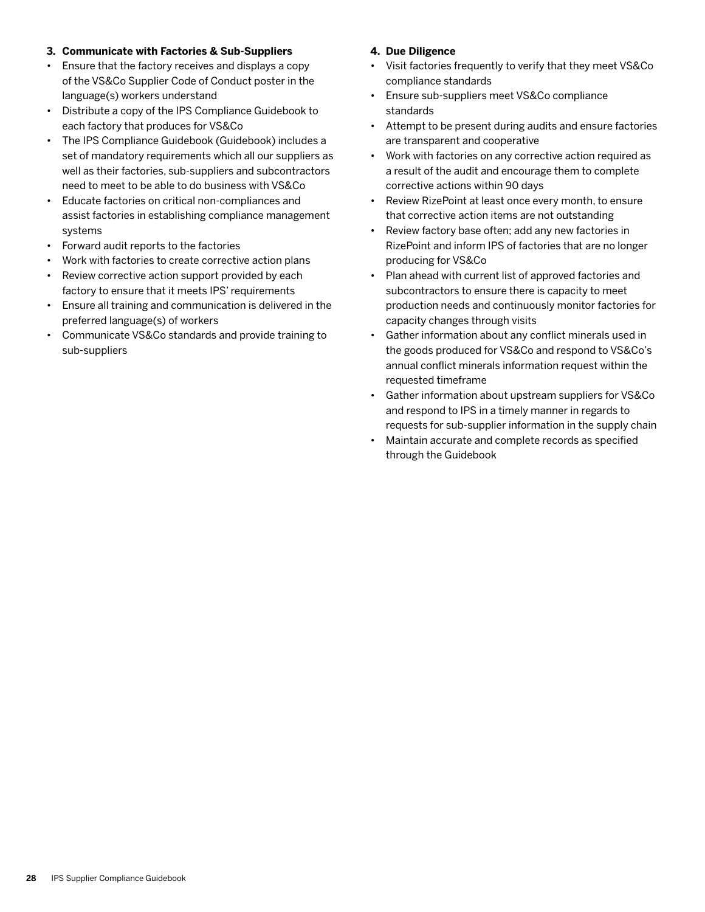**3. Communicate with Factories & Sub-Suppliers**

- Ensure that the factory receives and displays a copy of the VS&Co Supplier Code of Conduct poster in the language(s) workers understand
- Distribute a copy of the IPS Compliance Guidebook to each factory that produces for VS&Co
- The IPS Compliance Guidebook (Guidebook) includes a set of mandatory requirements which all our suppliers as well as their factories, sub-suppliers and subcontractors need to meet to be able to do business with VS&Co
- Educate factories on critical non-compliances and assist factories in establishing compliance management systems
- Forward audit reports to the factories
- Work with factories to create corrective action plans
- Review corrective action support provided by each factory to ensure that it meets IPS' requirements
- Ensure all training and communication is delivered in the preferred language(s) of workers
- Communicate VS&Co standards and provide training to sub-suppliers

**4. Due Diligence**

- Visit factories frequently to verify that they meet VS&Co compliance standards
- Ensure sub-suppliers meet VS&Co compliance standards
- Attempt to be present during audits and ensure factories are transparent and cooperative
- Work with factories on any corrective action required as a result of the audit and encourage them to complete corrective actions within 90 days
- Review RizePoint at least once every month, to ensure that corrective action items are not outstanding
- Review factory base often; add any new factories in RizePoint and inform IPS of factories that are no longer producing for VS&Co
- Plan ahead with current list of approved factories and subcontractors to ensure there is capacity to meet production needs and continuously monitor factories for capacity changes through visits
- Gather information about any conflict minerals used in the goods produced for VS&Co and respond to VS&Co's annual conflict minerals information request within the requested timeframe
- Gather information about upstream suppliers for VS&Co and respond to IPS in a timely manner in regards to requests for sub-supplier information in the supply chain
- Maintain accurate and complete records as specified through the Guidebook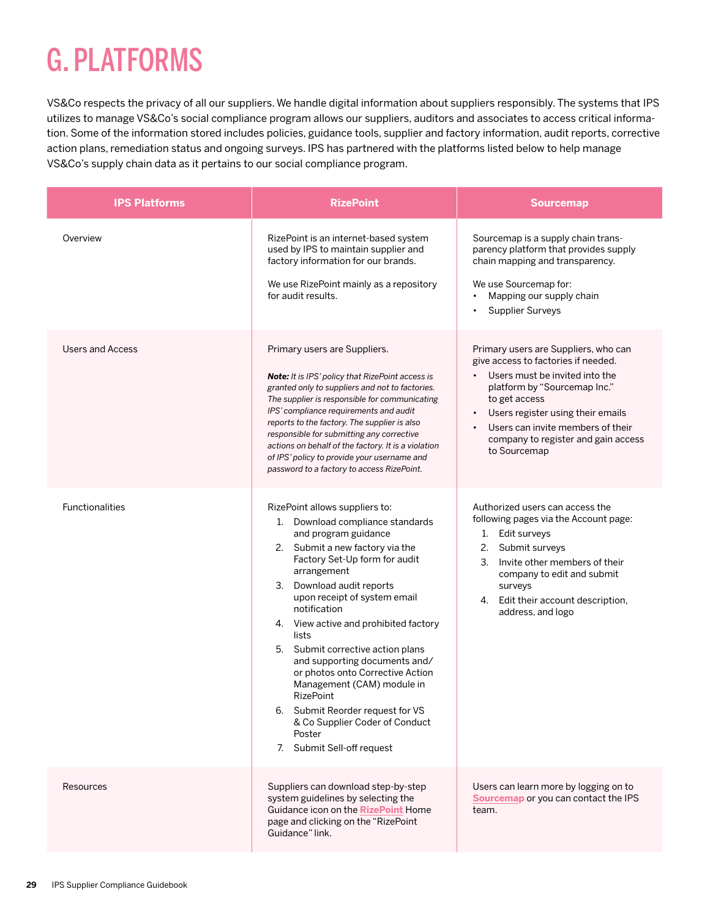# G. PLATFORMS

VS&Co respects the privacy of all our suppliers. We handle digital information about suppliers responsibly. The systems that IPS utilizes to manage VS&Co's social compliance program allows our suppliers, auditors and associates to access critical information. Some of the information stored includes policies, guidance tools, supplier and factory information, audit reports, corrective action plans, remediation status and ongoing surveys. IPS has partnered with the platforms listed below to help manage VS&Co's supply chain data as it pertains to our social compliance program.

| IPS Platforms | RizePoint | Sourcemap |
|---|---|---|
| Overview | RizePoint is an internet-based system used by IPS to maintain supplier and factory information for our brands.<br><br>We use RizePoint mainly as a repository for audit results. | Sourcemap is a supply chain transparency platform that provides supply chain mapping and transparency.<br><br>We use Sourcemap for:<br>• Mapping our supply chain<br>• Supplier Surveys |
| Users and Access | Primary users are Suppliers.<br><br>***Note:*** *It is IPS' policy that RizePoint access is granted only to suppliers and not to factories. The supplier is responsible for communicating IPS' compliance requirements and audit reports to the factory. The supplier is also responsible for submitting any corrective actions on behalf of the factory. It is a violation of IPS' policy to provide your username and password to a factory to access RizePoint.* | Primary users are Suppliers, who can give access to factories if needed.<br>• Users must be invited into the platform by "Sourcemap Inc." to get access<br>• Users register using their emails<br>• Users can invite members of their company to register and gain access to Sourcemap |
| Functionalities | RizePoint allows suppliers to:<br>1. Download compliance standards and program guidance<br>2. Submit a new factory via the Factory Set-Up form for audit arrangement<br>3. Download audit reports upon receipt of system email notification<br>4. View active and prohibited factory lists<br>5. Submit corrective action plans and supporting documents and/or photos onto Corrective Action Management (CAM) module in RizePoint<br>6. Submit Reorder request for VS & Co Supplier Coder of Conduct Poster<br>7. Submit Sell-off request | Authorized users can access the following pages via the Account page:<br>1. Edit surveys<br>2. Submit surveys<br>3. Invite other members of their company to edit and submit surveys<br>4. Edit their account description, address, and logo |
| Resources | Suppliers can download step-by-step system guidelines by selecting the Guidance icon on the **RizePoint** Home page and clicking on the "RizePoint Guidance" link. | Users can learn more by logging on to **Sourcemap** or you can contact the IPS team. |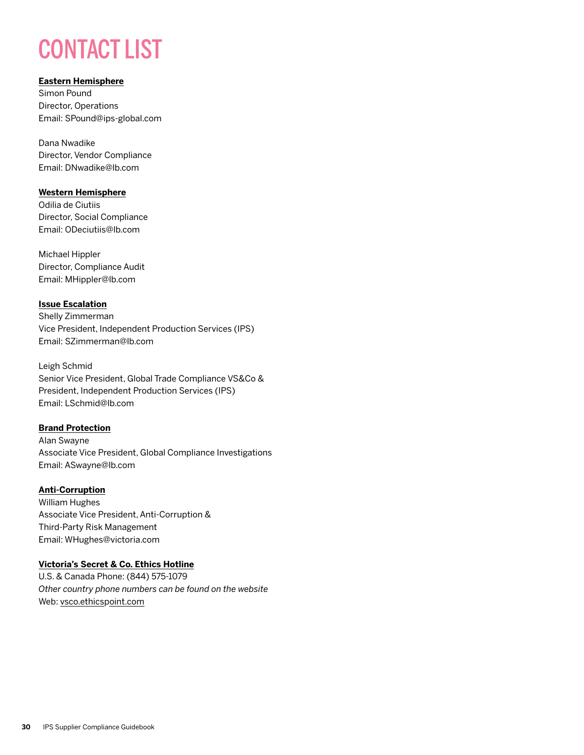# CONTACT LIST

**Eastern Hemisphere**
Simon Pound
Director, Operations
Email: SPound@ips-global.com

Dana Nwadike
Director, Vendor Compliance
Email: DNwadike@lb.com

**Western Hemisphere**
Odilia de Ciutiis
Director, Social Compliance
Email: ODeciutiis@lb.com

Michael Hippler
Director, Compliance Audit
Email: MHippler@lb.com

**Issue Escalation**
Shelly Zimmerman
Vice President, Independent Production Services (IPS)
Email: SZimmerman@lb.com

Leigh Schmid
Senior Vice President, Global Trade Compliance VS&Co &
President, Independent Production Services (IPS)
Email: LSchmid@lb.com

**Brand Protection**
Alan Swayne
Associate Vice President, Global Compliance Investigations
Email: ASwayne@lb.com

**Anti-Corruption**
William Hughes
Associate Vice President, Anti-Corruption &
Third-Party Risk Management
Email: WHughes@victoria.com

**Victoria's Secret & Co. Ethics Hotline**
U.S. & Canada Phone: (844) 575-1079
*Other country phone numbers can be found on the website*
Web: vsco.ethicspoint.com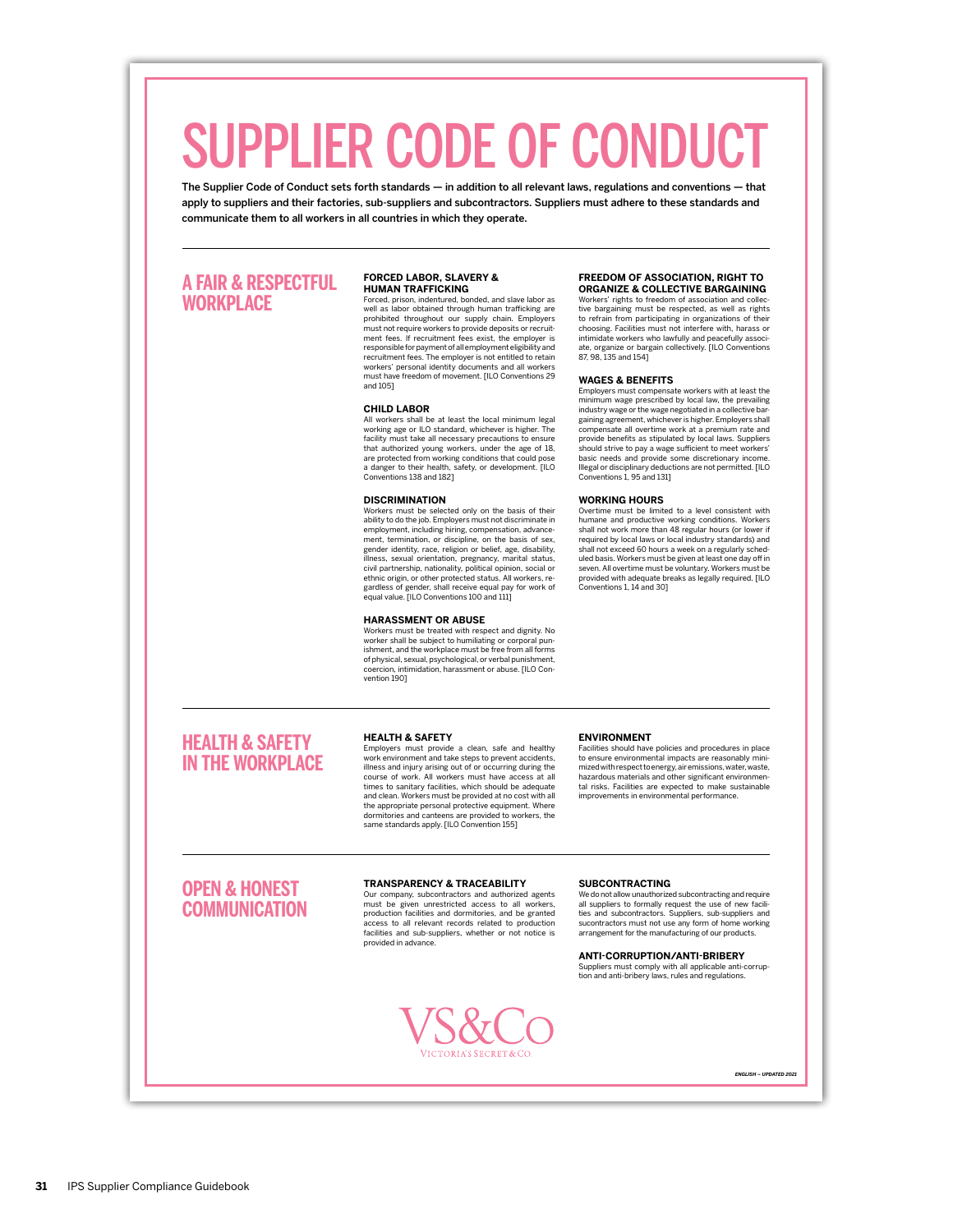# SUPPLIER CODE OF CONDUCT

**The Supplier Code of Conduct sets forth standards — in addition to all relevant laws, regulations and conventions — that apply to suppliers and their factories, sub-suppliers and subcontractors. Suppliers must adhere to these standards and communicate them to all workers in all countries in which they operate.**

## A FAIR & RESPECTFUL WORKPLACE

### FORCED LABOR, SLAVERY & HUMAN TRAFFICKING

Forced, prison, indentured, bonded, and slave labor as well as labor obtained through human trafficking are prohibited throughout our supply chain. Employers must not require workers to provide deposits or recruitment fees. If recruitment fees exist, the employer is responsible for payment of all employment eligibility and recruitment fees. The employer is not entitled to retain workers' personal identity documents and all workers must have freedom of movement. [ILO Conventions 29 and 105]

### CHILD LABOR

All workers shall be at least the local minimum legal working age or ILO standard, whichever is higher. The facility must take all necessary precautions to ensure that authorized young workers, under the age of 18, are protected from working conditions that could pose a danger to their health, safety, or development. [ILO Conventions 138 and 182]

### DISCRIMINATION

Workers must be selected only on the basis of their ability to do the job. Employers must not discriminate in employment, including hiring, compensation, advancement, termination, or discipline, on the basis of sex, gender identity, race, religion or belief, age, disability, illness, sexual orientation, pregnancy, marital status, civil partnership, nationality, political opinion, social or ethnic origin, or other protected status. All workers, regardless of gender, shall receive equal pay for work of equal value. [ILO Conventions 100 and 111]

### HARASSMENT OR ABUSE

Workers must be treated with respect and dignity. No worker shall be subject to humiliating or corporal punishment, and the workplace must be free from all forms of physical, sexual, psychological, or verbal punishment, coercion, intimidation, harassment or abuse. [ILO Convention 190]

### FREEDOM OF ASSOCIATION, RIGHT TO ORGANIZE & COLLECTIVE BARGAINING

Workers' rights to freedom of association and collective bargaining must be respected, as well as rights to refrain from participating in organizations of their choosing. Facilities must not interfere with, harass or intimidate workers who lawfully and peacefully associate, organize or bargain collectively. [ILO Conventions 87, 98, 135 and 154]

### WAGES & BENEFITS

Employers must compensate workers with at least the minimum wage prescribed by local law, the prevailing industry wage or the wage negotiated in a collective bargaining agreement, whichever is higher. Employers shall compensate all overtime work at a premium rate and provide benefits as stipulated by local laws. Suppliers should strive to pay a wage sufficient to meet workers' basic needs and provide some discretionary income. Illegal or disciplinary deductions are not permitted. [ILO Conventions 1, 95 and 131]

### WORKING HOURS

Overtime must be limited to a level consistent with humane and productive working conditions. Workers shall not work more than 48 regular hours (or lower if required by local laws or local industry standards) and shall not exceed 60 hours a week on a regularly scheduled basis. Workers must be given at least one day off in seven. All overtime must be voluntary. Workers must be provided with adequate breaks as legally required. [ILO Conventions 1, 14 and 30]

## HEALTH & SAFETY IN THE WORKPLACE

### HEALTH & SAFETY

Employers must provide a clean, safe and healthy work environment and take steps to prevent accidents, illness and injury arising out of or occurring during the course of work. All workers must have access at all times to sanitary facilities, which should be adequate and clean. Workers must be provided at no cost with all the appropriate personal protective equipment. Where dormitories and canteens are provided to workers, the same standards apply. [ILO Convention 155]

### ENVIRONMENT

Facilities should have policies and procedures in place to ensure environmental impacts are reasonably minimized with respect to energy, air emissions, water, waste, hazardous materials and other significant environmental risks. Facilities are expected to make sustainable improvements in environmental performance.

## OPEN & HONEST COMMUNICATION

### TRANSPARENCY & TRACEABILITY

Our company, subcontractors and authorized agents must be given unrestricted access to all workers, production facilities and dormitories, and be granted access to all relevant records related to production facilities and sub-suppliers, whether or not notice is provided in advance.

### SUBCONTRACTING

We do not allow unauthorized subcontracting and require all suppliers to formally request the use of new facilities and subcontractors. Suppliers, sub-suppliers and sucontractors must not use any form of home working arrangement for the manufacturing of our products.

### ANTI-CORRUPTION/ANTI-BRIBERY

Suppliers must comply with all applicable anti-corruption and anti-bribery laws, rules and regulations.

VS&Co

VICTORIA'S SECRET & CO.

*ENGLISH – UPDATED 2021*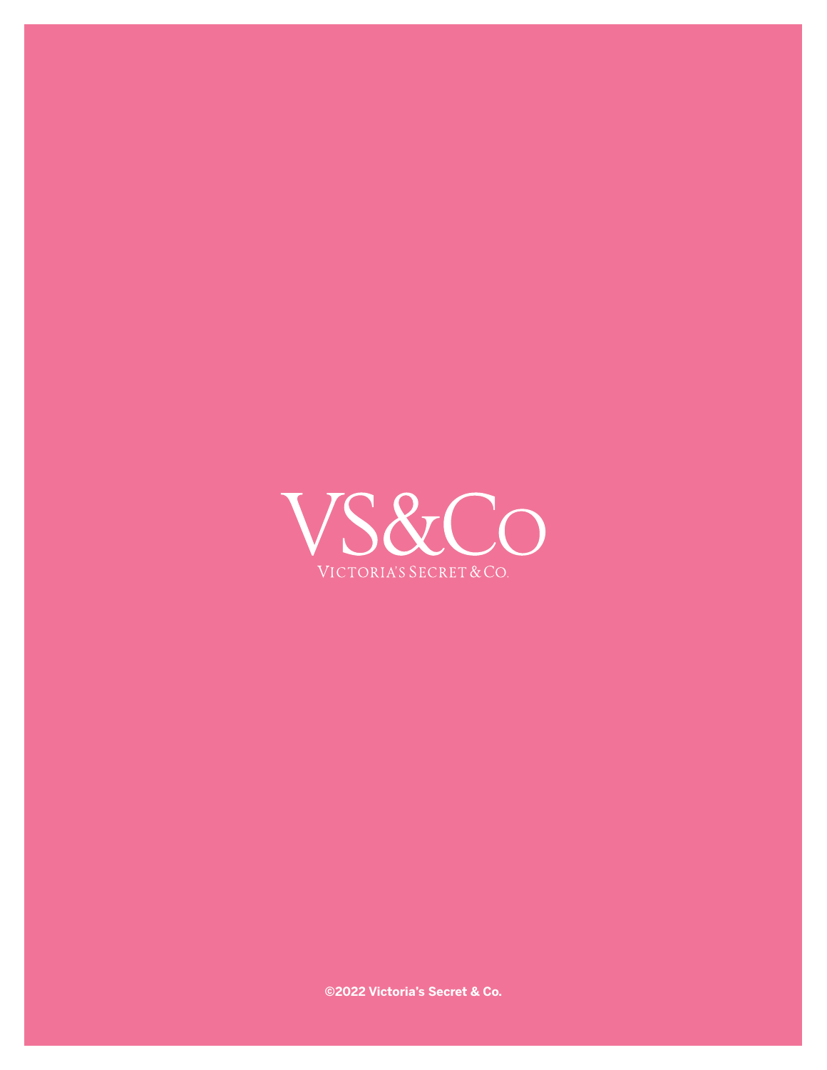VS&Co

VICTORIA'S SECRET & CO.

**©2022 Victoria's Secret & Co.**